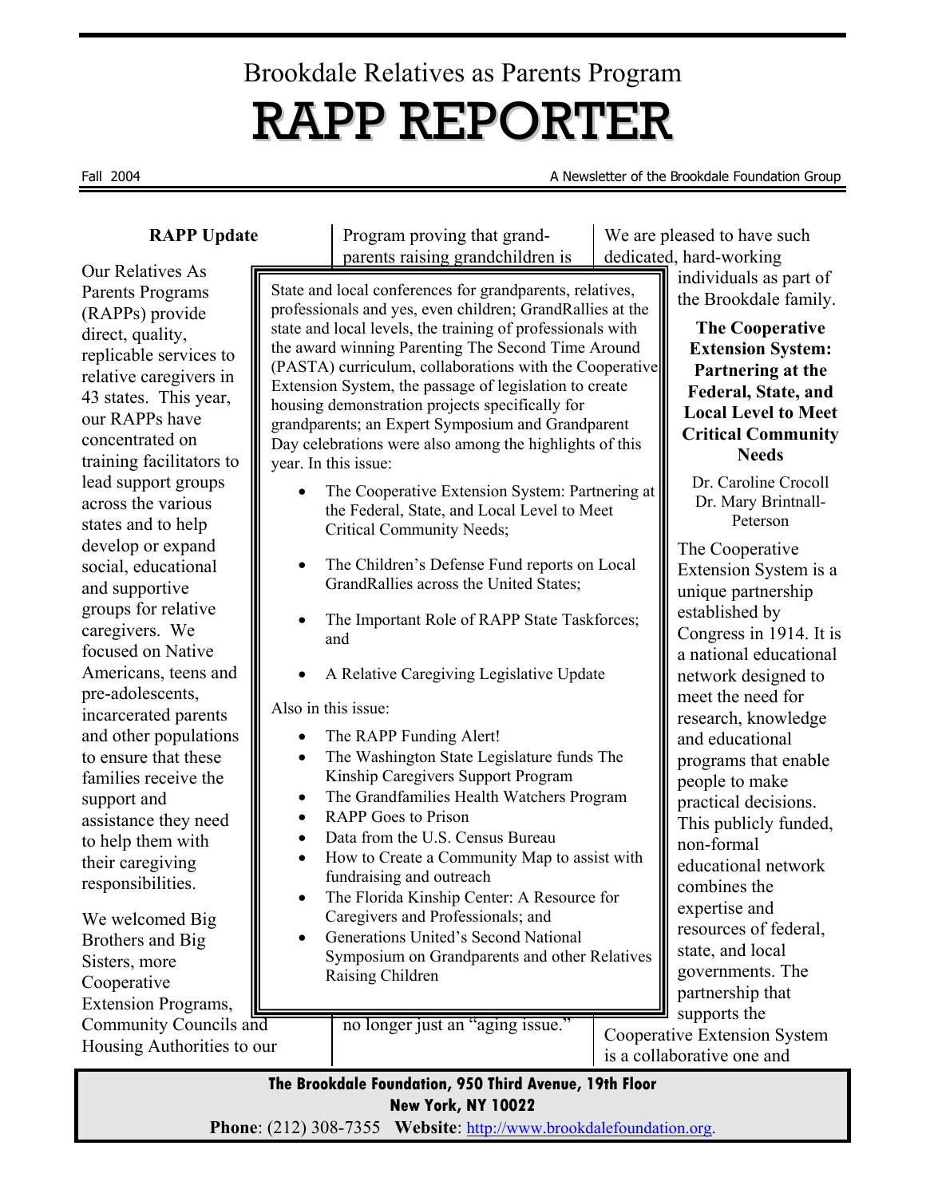Brookdale Relatives as Parents Program

# RAPP REPORTER

Fall 2004

A Newsletter of the Brookdale Foundation Group

## RAPP Update

Our Relatives As Parents Programs (RAPPs) provide direct, quality, replicable services to relative caregivers in 43 states. This year, our RAPPs have concentrated on training facilitators to lead support groups across the various states and to help develop or expand social, educational and supportive groups for relative caregivers. We focused on Native Americans, teens and pre-adolescents, incarcerated parents and other populations to ensure that these families receive the support and assistance they need to help them with their caregiving responsibilities.

We welcomed Big Brothers and Big Sisters, more Cooperative Extension Programs, Community Councils and Housing Authorities to our Program proving that grandparents raising grandchildren is no longer just an "aging issue."

We are pleased to have such dedicated, hard-working individuals as part of the Brookdale family.

State and local conferences for grandparents, relatives, professionals and yes, even children; GrandRallies at the state and local levels, the training of professionals with the award winning Parenting The Second Time Around (PASTA) curriculum, collaborations with the Cooperative Extension System, the passage of legislation to create housing demonstration projects specifically for grandparents; an Expert Symposium and Grandparent Day celebrations were also among the highlights of this year. In this issue:

- The Cooperative Extension System: Partnering at the Federal, State, and Local Level to Meet Critical Community Needs;
- The Children's Defense Fund reports on Local GrandRallies across the United States;
- The Important Role of RAPP State Taskforces; and
- A Relative Caregiving Legislative Update

Also in this issue:

- The RAPP Funding Alert!
- The Washington State Legislature funds The Kinship Caregivers Support Program
- The Grandfamilies Health Watchers Program
- RAPP Goes to Prison
- Data from the U.S. Census Bureau
- How to Create a Community Map to assist with fundraising and outreach
- The Florida Kinship Center: A Resource for Caregivers and Professionals; and
- Generations United's Second National Symposium on Grandparents and other Relatives Raising Children

## The Cooperative Extension System: Partnering at the Federal, State, and Local Level to Meet Critical Community Needs

Dr. Caroline Crocoll
Dr. Mary Brintnall-Peterson

The Cooperative Extension System is a unique partnership established by Congress in 1914. It is a national educational network designed to meet the need for research, knowledge and educational programs that enable people to make practical decisions. This publicly funded, non-formal educational network combines the expertise and resources of federal, state, and local governments. The partnership that supports the Cooperative Extension System is a collaborative one and

**The Brookdale Foundation, 950 Third Avenue, 19th Floor**
**New York, NY 10022**
**Phone**: (212) 308-7355 **Website**: http://www.brookdalefoundation.org.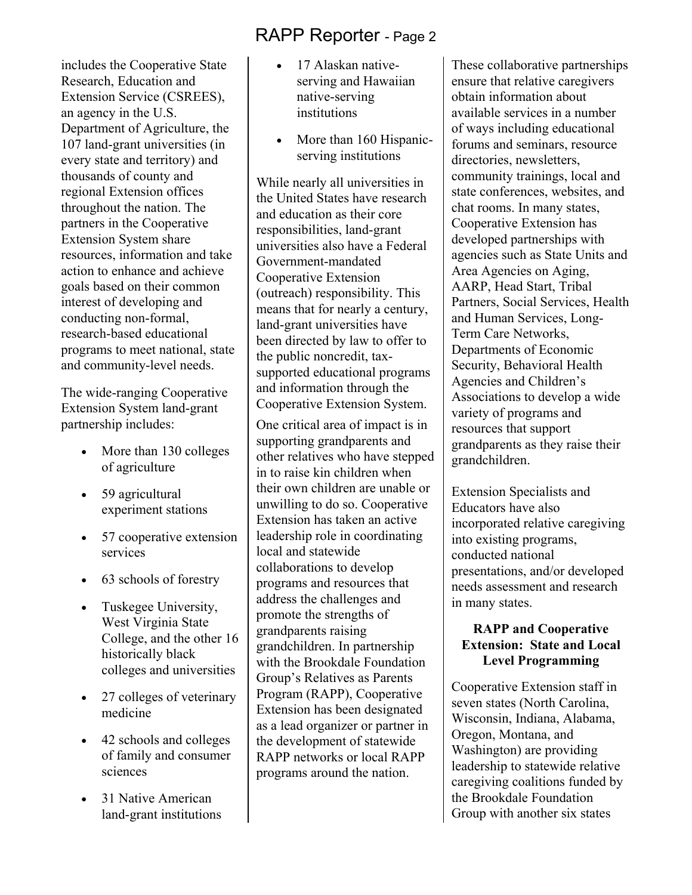includes the Cooperative State Research, Education and Extension Service (CSREES), an agency in the U.S. Department of Agriculture, the 107 land-grant universities (in every state and territory) and thousands of county and regional Extension offices throughout the nation. The partners in the Cooperative Extension System share resources, information and take action to enhance and achieve goals based on their common interest of developing and conducting non-formal, research-based educational programs to meet national, state and community-level needs.

The wide-ranging Cooperative Extension System land-grant partnership includes:

- More than 130 colleges of agriculture
- 59 agricultural experiment stations
- 57 cooperative extension services
- 63 schools of forestry
- Tuskegee University, West Virginia State College, and the other 16 historically black colleges and universities
- 27 colleges of veterinary medicine
- 42 schools and colleges of family and consumer sciences
- 31 Native American land-grant institutions
- 17 Alaskan native-serving and Hawaiian native-serving institutions
- More than 160 Hispanic-serving institutions

While nearly all universities in the United States have research and education as their core responsibilities, land-grant universities also have a Federal Government-mandated Cooperative Extension (outreach) responsibility. This means that for nearly a century, land-grant universities have been directed by law to offer to the public noncredit, tax-supported educational programs and information through the Cooperative Extension System.

One critical area of impact is in supporting grandparents and other relatives who have stepped in to raise kin children when their own children are unable or unwilling to do so. Cooperative Extension has taken an active leadership role in coordinating local and statewide collaborations to develop programs and resources that address the challenges and promote the strengths of grandparents raising grandchildren. In partnership with the Brookdale Foundation Group's Relatives as Parents Program (RAPP), Cooperative Extension has been designated as a lead organizer or partner in the development of statewide RAPP networks or local RAPP programs around the nation.

These collaborative partnerships ensure that relative caregivers obtain information about available services in a number of ways including educational forums and seminars, resource directories, newsletters, community trainings, local and state conferences, websites, and chat rooms. In many states, Cooperative Extension has developed partnerships with agencies such as State Units and Area Agencies on Aging, AARP, Head Start, Tribal Partners, Social Services, Health and Human Services, Long-Term Care Networks, Departments of Economic Security, Behavioral Health Agencies and Children's Associations to develop a wide variety of programs and resources that support grandparents as they raise their grandchildren.

Extension Specialists and Educators have also incorporated relative caregiving into existing programs, conducted national presentations, and/or developed needs assessment and research in many states.

### RAPP and Cooperative Extension: State and Local Level Programming

Cooperative Extension staff in seven states (North Carolina, Wisconsin, Indiana, Alabama, Oregon, Montana, and Washington) are providing leadership to statewide relative caregiving coalitions funded by the Brookdale Foundation Group with another six states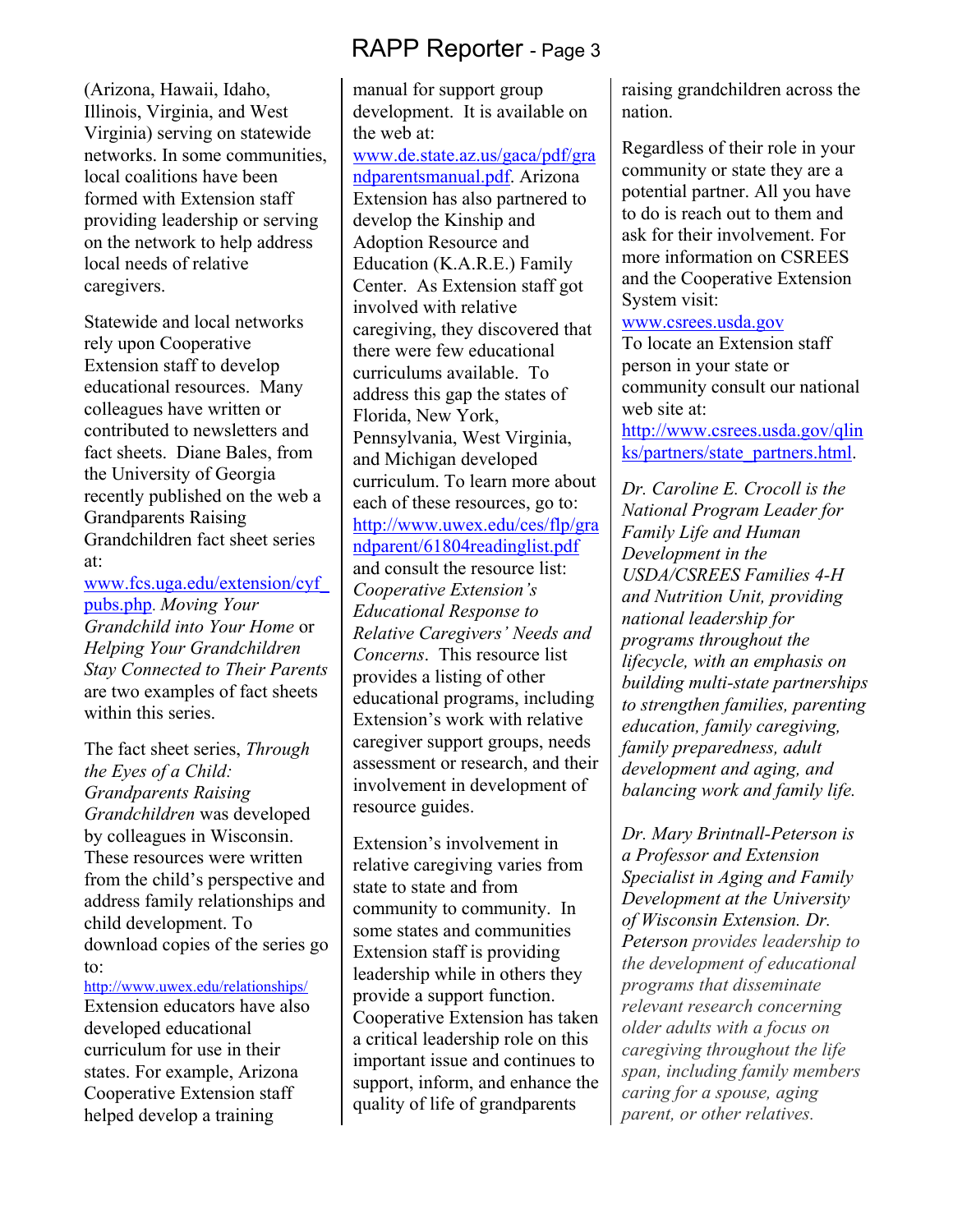(Arizona, Hawaii, Idaho, Illinois, Virginia, and West Virginia) serving on statewide networks. In some communities, local coalitions have been formed with Extension staff providing leadership or serving on the network to help address local needs of relative caregivers.

Statewide and local networks rely upon Cooperative Extension staff to develop educational resources. Many colleagues have written or contributed to newsletters and fact sheets. Diane Bales, from the University of Georgia recently published on the web a Grandparents Raising Grandchildren fact sheet series at: www.fcs.uga.edu/extension/cyf_pubs.php. *Moving Your Grandchild into Your Home* or *Helping Your Grandchildren Stay Connected to Their Parents* are two examples of fact sheets within this series.

The fact sheet series, *Through the Eyes of a Child: Grandparents Raising Grandchildren* was developed by colleagues in Wisconsin. These resources were written from the child's perspective and address family relationships and child development. To download copies of the series go to: http://www.uwex.edu/relationships/

Extension educators have also developed educational curriculum for use in their states. For example, Arizona Cooperative Extension staff helped develop a training manual for support group development. It is available on the web at: www.de.state.az.us/gaca/pdf/grandparentsmanual.pdf. Arizona Extension has also partnered to develop the Kinship and Adoption Resource and Education (K.A.R.E.) Family Center. As Extension staff got involved with relative caregiving, they discovered that there were few educational curriculums available. To address this gap the states of Florida, New York, Pennsylvania, West Virginia, and Michigan developed curriculum. To learn more about each of these resources, go to: http://www.uwex.edu/ces/flp/grandparent/61804readinglist.pdf and consult the resource list: *Cooperative Extension's Educational Response to Relative Caregivers' Needs and Concerns*. This resource list provides a listing of other educational programs, including Extension's work with relative caregiver support groups, needs assessment or research, and their involvement in development of resource guides.

Extension's involvement in relative caregiving varies from state to state and from community to community. In some states and communities Extension staff is providing leadership while in others they provide a support function. Cooperative Extension has taken a critical leadership role on this important issue and continues to support, inform, and enhance the quality of life of grandparents raising grandchildren across the nation.

Regardless of their role in your community or state they are a potential partner. All you have to do is reach out to them and ask for their involvement. For more information on CSREES and the Cooperative Extension System visit: www.csrees.usda.gov
To locate an Extension staff person in your state or community consult our national web site at: http://www.csrees.usda.gov/qlinks/partners/state_partners.html.

*Dr. Caroline E. Crocoll is the National Program Leader for Family Life and Human Development in the USDA/CSREES Families 4-H and Nutrition Unit, providing national leadership for programs throughout the lifecycle, with an emphasis on building multi-state partnerships to strengthen families, parenting education, family caregiving, family preparedness, adult development and aging, and balancing work and family life.*

*Dr. Mary Brintnall-Peterson is a Professor and Extension Specialist in Aging and Family Development at the University of Wisconsin Extension. Dr. Peterson provides leadership to the development of educational programs that disseminate relevant research concerning older adults with a focus on caregiving throughout the life span, including family members caring for a spouse, aging parent, or other relatives.*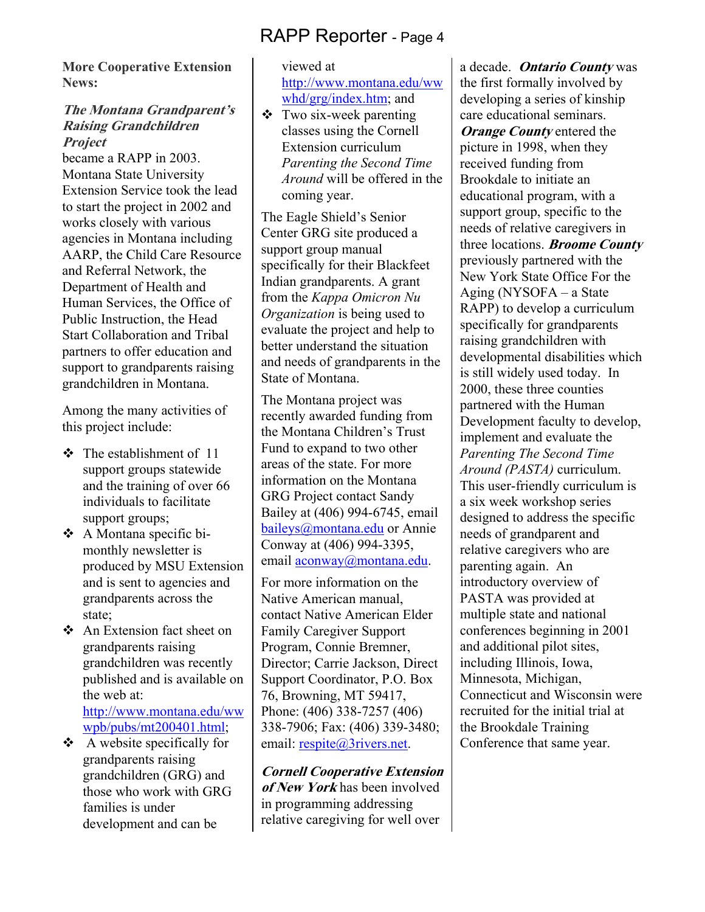**More Cooperative Extension News:**

***The Montana Grandparent's Raising Grandchildren Project*** became a RAPP in 2003. Montana State University Extension Service took the lead to start the project in 2002 and works closely with various agencies in Montana including AARP, the Child Care Resource and Referral Network, the Department of Health and Human Services, the Office of Public Instruction, the Head Start Collaboration and Tribal partners to offer education and support to grandparents raising grandchildren in Montana.

Among the many activities of this project include:

- The establishment of 11 support groups statewide and the training of over 66 individuals to facilitate support groups;
- A Montana specific bi-monthly newsletter is produced by MSU Extension and is sent to agencies and grandparents across the state;
- An Extension fact sheet on grandparents raising grandchildren was recently published and is available on the web at: http://www.montana.edu/wwwpb/pubs/mt200401.html;
- A website specifically for grandparents raising grandchildren (GRG) and those who work with GRG families is under development and can be viewed at http://www.montana.edu/wwwhd/grg/index.htm; and
- Two six-week parenting classes using the Cornell Extension curriculum *Parenting the Second Time Around* will be offered in the coming year.

The Eagle Shield's Senior Center GRG site produced a support group manual specifically for their Blackfeet Indian grandparents. A grant from the *Kappa Omicron Nu Organization* is being used to evaluate the project and help to better understand the situation and needs of grandparents in the State of Montana.

The Montana project was recently awarded funding from the Montana Children's Trust Fund to expand to two other areas of the state. For more information on the Montana GRG Project contact Sandy Bailey at (406) 994-6745, email baileys@montana.edu or Annie Conway at (406) 994-3395, email aconway@montana.edu.

For more information on the Native American manual, contact Native American Elder Family Caregiver Support Program, Connie Bremner, Director; Carrie Jackson, Direct Support Coordinator, P.O. Box 76, Browning, MT 59417, Phone: (406) 338-7257 (406) 338-7906; Fax: (406) 339-3480; email: respite@3rivers.net.

***Cornell Cooperative Extension of New York*** has been involved in programming addressing relative caregiving for well over a decade. ***Ontario County*** was the first formally involved by developing a series of kinship care educational seminars. ***Orange County*** entered the picture in 1998, when they received funding from Brookdale to initiate an educational program, with a support group, specific to the needs of relative caregivers in three locations. ***Broome County*** previously partnered with the New York State Office For the Aging (NYSOFA – a State RAPP) to develop a curriculum specifically for grandparents raising grandchildren with developmental disabilities which is still widely used today. In 2000, these three counties partnered with the Human Development faculty to develop, implement and evaluate the *Parenting The Second Time Around (PASTA)* curriculum. This user-friendly curriculum is a six week workshop series designed to address the specific needs of grandparent and relative caregivers who are parenting again. An introductory overview of PASTA was provided at multiple state and national conferences beginning in 2001 and additional pilot sites, including Illinois, Iowa, Minnesota, Michigan, Connecticut and Wisconsin were recruited for the initial trial at the Brookdale Training Conference that same year.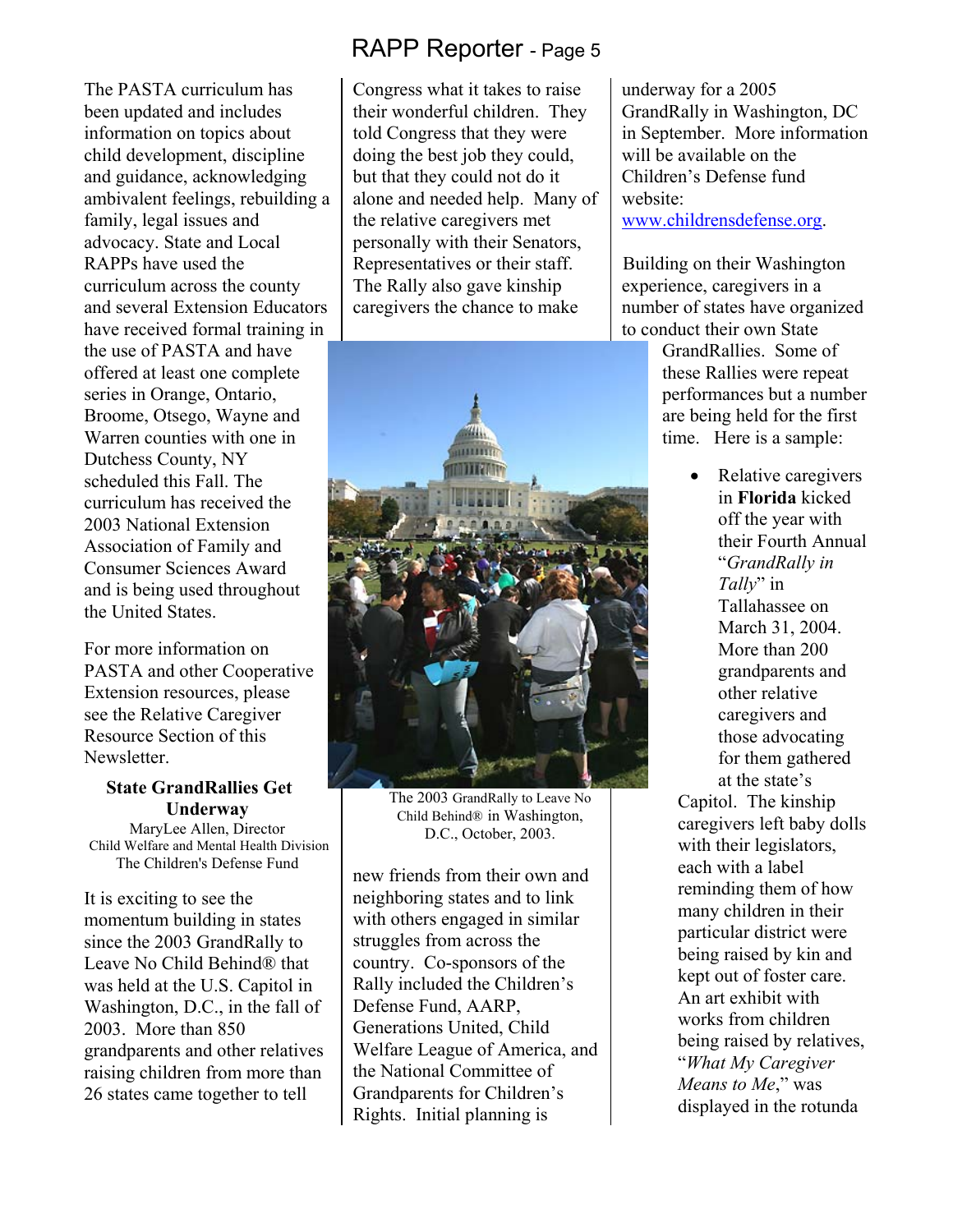The PASTA curriculum has been updated and includes information on topics about child development, discipline and guidance, acknowledging ambivalent feelings, rebuilding a family, legal issues and advocacy. State and Local RAPPs have used the curriculum across the county and several Extension Educators have received formal training in the use of PASTA and have offered at least one complete series in Orange, Ontario, Broome, Otsego, Wayne and Warren counties with one in Dutchess County, NY scheduled this Fall. The curriculum has received the 2003 National Extension Association of Family and Consumer Sciences Award and is being used throughout the United States.

For more information on PASTA and other Cooperative Extension resources, please see the Relative Caregiver Resource Section of this Newsletter.

### State GrandRallies Get Underway

MaryLee Allen, Director
Child Welfare and Mental Health Division
The Children's Defense Fund

It is exciting to see the momentum building in states since the 2003 GrandRally to Leave No Child Behind® that was held at the U.S. Capitol in Washington, D.C., in the fall of 2003. More than 850 grandparents and other relatives raising children from more than 26 states came together to tell Congress what it takes to raise their wonderful children. They told Congress that they were doing the best job they could, but that they could not do it alone and needed help. Many of the relative caregivers met personally with their Senators, Representatives or their staff. The Rally also gave kinship caregivers the chance to make new friends from their own and neighboring states and to link with others engaged in similar struggles from across the country. Co-sponsors of the Rally included the Children's Defense Fund, AARP, Generations United, Child Welfare League of America, and the National Committee of Grandparents for Children's Rights. Initial planning is underway for a 2005 GrandRally in Washington, DC in September. More information will be available on the Children's Defense fund website: www.childrensdefense.org.

The 2003 GrandRally to Leave No Child Behind® in Washington, D.C., October, 2003.

Building on their Washington experience, caregivers in a number of states have organized to conduct their own State GrandRallies. Some of these Rallies were repeat performances but a number are being held for the first time. Here is a sample:

- Relative caregivers in **Florida** kicked off the year with their Fourth Annual "*GrandRally in Tally*" in Tallahassee on March 31, 2004. More than 200 grandparents and other relative caregivers and those advocating for them gathered at the state's Capitol. The kinship caregivers left baby dolls with their legislators, each with a label reminding them of how many children in their particular district were being raised by kin and kept out of foster care. An art exhibit with works from children being raised by relatives, "*What My Caregiver Means to Me*," was displayed in the rotunda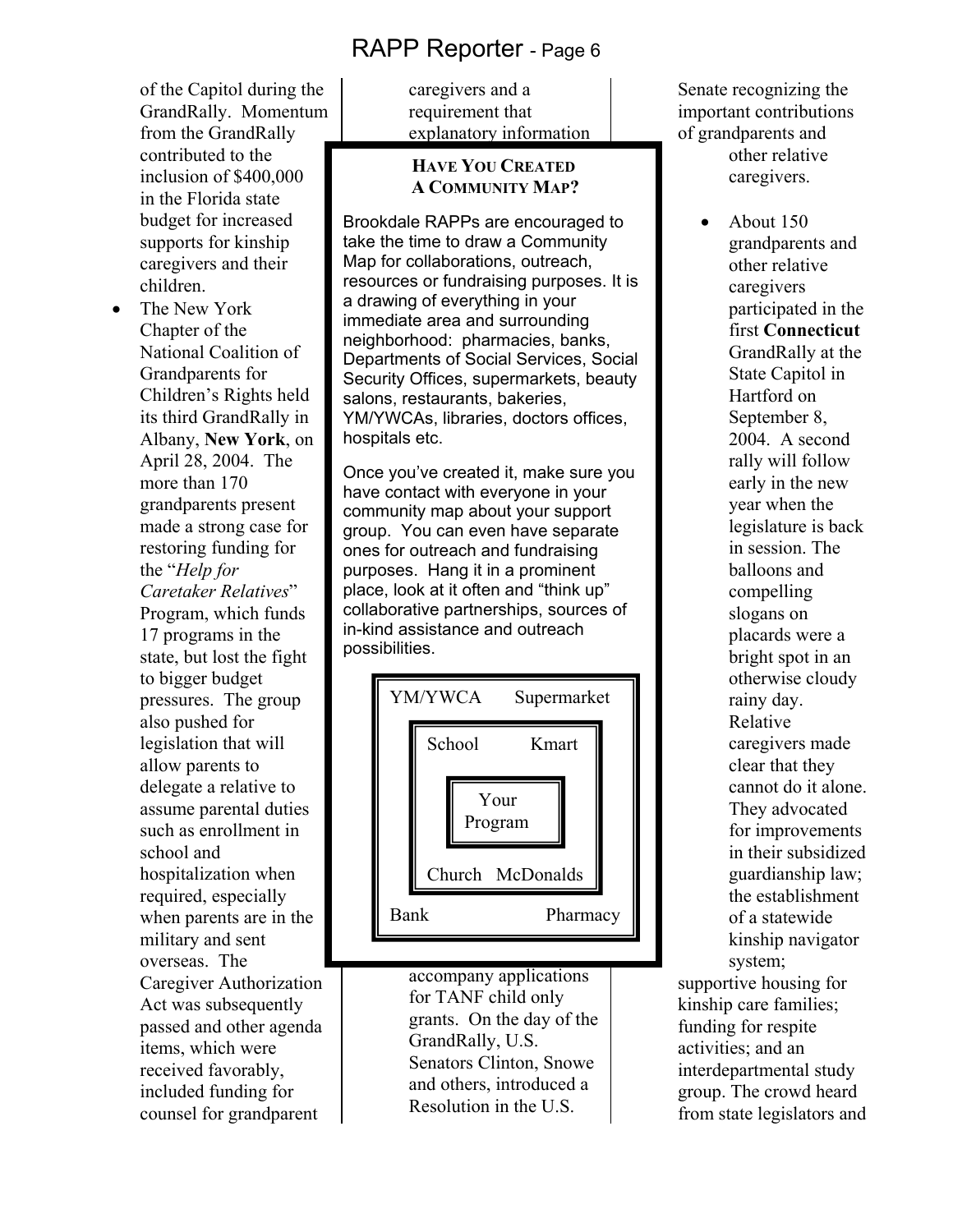of the Capitol during the GrandRally. Momentum from the GrandRally contributed to the inclusion of $400,000 in the Florida state budget for increased supports for kinship caregivers and their children.

- The New York Chapter of the National Coalition of Grandparents for Children's Rights held its third GrandRally in Albany, **New York**, on April 28, 2004. The more than 170 grandparents present made a strong case for restoring funding for the "*Help for Caretaker Relatives*" Program, which funds 17 programs in the state, but lost the fight to bigger budget pressures. The group also pushed for legislation that will allow parents to delegate a relative to assume parental duties such as enrollment in school and hospitalization when required, especially when parents are in the military and sent overseas. The Caregiver Authorization Act was subsequently passed and other agenda items, which were received favorably, included funding for counsel for grandparent caregivers and a requirement that explanatory information accompany applications for TANF child only grants. On the day of the GrandRally, U.S. Senators Clinton, Snowe and others, introduced a Resolution in the U.S. Senate recognizing the important contributions of grandparents and other relative caregivers.

- About 150 grandparents and other relative caregivers participated in the first **Connecticut** GrandRally at the State Capitol in Hartford on September 8, 2004. A second rally will follow early in the new year when the legislature is back in session. The balloons and compelling slogans on placards were a bright spot in an otherwise cloudy rainy day. Relative caregivers made clear that they cannot do it alone. They advocated for improvements in their subsidized guardianship law; the establishment of a statewide kinship navigator system; supportive housing for kinship care families; funding for respite activities; and an interdepartmental study group. The crowd heard from state legislators and

### Have You Created A Community Map?

Brookdale RAPPs are encouraged to take the time to draw a Community Map for collaborations, outreach, resources or fundraising purposes. It is a drawing of everything in your immediate area and surrounding neighborhood: pharmacies, banks, Departments of Social Services, Social Security Offices, supermarkets, beauty salons, restaurants, bakeries, YM/YWCAs, libraries, doctors offices, hospitals etc.

Once you've created it, make sure you have contact with everyone in your community map about your support group. You can even have separate ones for outreach and fundraising purposes. Hang it in a prominent place, look at it often and "think up" collaborative partnerships, sources of in-kind assistance and outreach possibilities.

YM/YWCA Supermarket
School Kmart
Your Program
Church McDonalds
Bank Pharmacy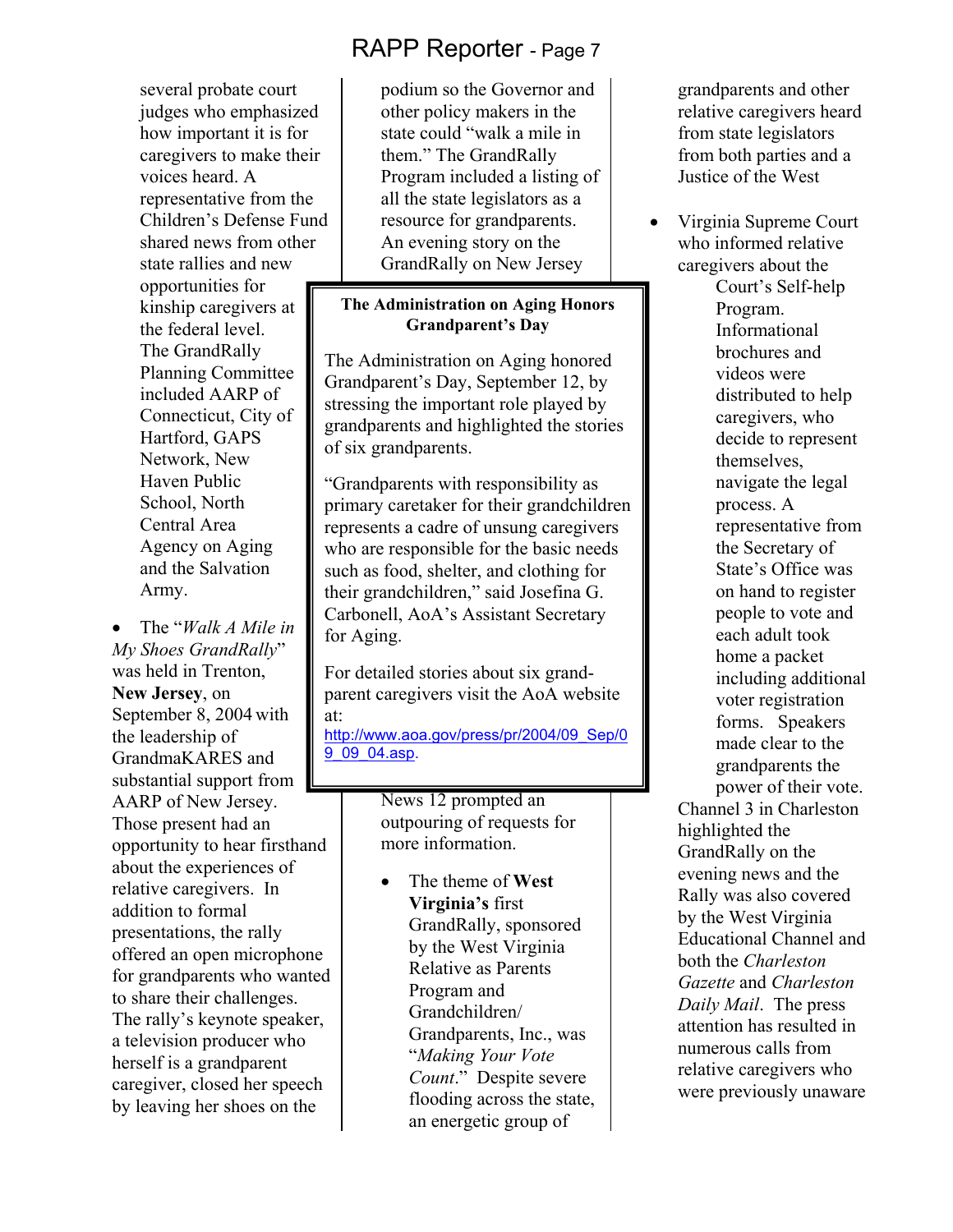several probate court judges who emphasized how important it is for caregivers to make their voices heard. A representative from the Children's Defense Fund shared news from other state rallies and new opportunities for kinship caregivers at the federal level. The GrandRally Planning Committee included AARP of Connecticut, City of Hartford, GAPS Network, New Haven Public School, North Central Area Agency on Aging and the Salvation Army.

- The "*Walk A Mile in My Shoes GrandRally*" was held in Trenton, **New Jersey**, on September 8, 2004 with the leadership of GrandmaKARES and substantial support from AARP of New Jersey. Those present had an opportunity to hear firsthand about the experiences of relative caregivers. In addition to formal presentations, the rally offered an open microphone for grandparents who wanted to share their challenges. The rally's keynote speaker, a television producer who herself is a grandparent caregiver, closed her speech by leaving her shoes on the podium so the Governor and other policy makers in the state could "walk a mile in them." The GrandRally Program included a listing of all the state legislators as a resource for grandparents. An evening story on the GrandRally on New Jersey News 12 prompted an outpouring of requests for more information.

- The theme of **West Virginia's** first GrandRally, sponsored by the West Virginia Relative as Parents Program and Grandchildren/ Grandparents, Inc., was "*Making Your Vote Count*." Despite severe flooding across the state, an energetic group of grandparents and other relative caregivers heard from state legislators from both parties and a Justice of the West Virginia Supreme Court who informed relative caregivers about the Court's Self-help Program. Informational brochures and videos were distributed to help caregivers, who decide to represent themselves, navigate the legal process. A representative from the Secretary of State's Office was on hand to register people to vote and each adult took home a packet including additional voter registration forms. Speakers made clear to the grandparents the power of their vote. Channel 3 in Charleston highlighted the GrandRally on the evening news and the Rally was also covered by the West Virginia Educational Channel and both the *Charleston Gazette* and *Charleston Daily Mail*. The press attention has resulted in numerous calls from relative caregivers who were previously unaware

---

**The Administration on Aging Honors Grandparent's Day**

The Administration on Aging honored Grandparent's Day, September 12, by stressing the important role played by grandparents and highlighted the stories of six grandparents.

"Grandparents with responsibility as primary caretaker for their grandchildren represents a cadre of unsung caregivers who are responsible for the basic needs such as food, shelter, and clothing for their grandchildren," said Josefina G. Carbonell, AoA's Assistant Secretary for Aging.

For detailed stories about six grand-parent caregivers visit the AoA website at: http://www.aoa.gov/press/pr/2004/09_Sep/09_09_04.asp.

---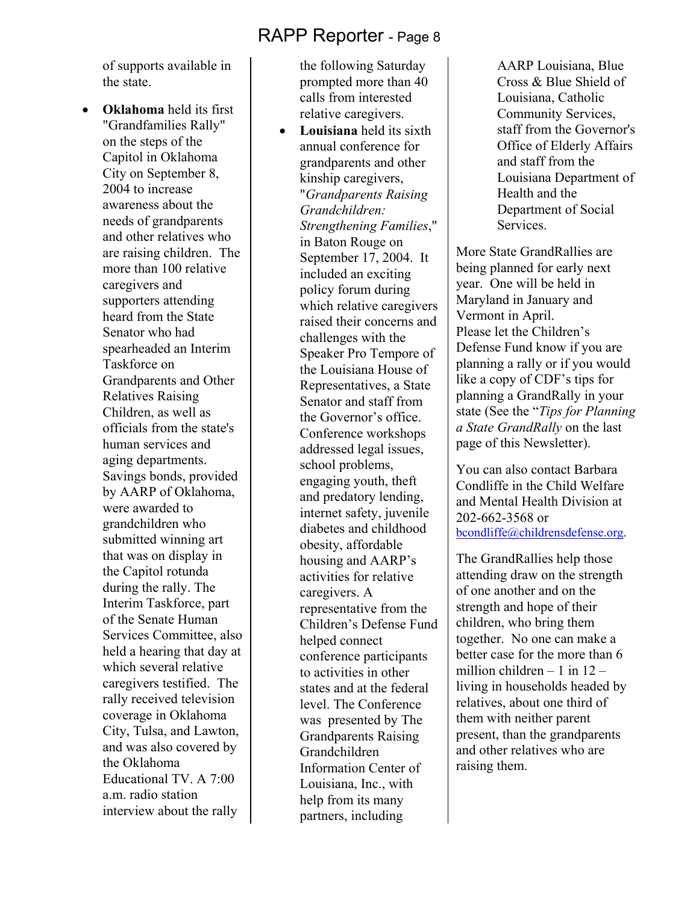of supports available in the state.

- **Oklahoma** held its first "Grandfamilies Rally" on the steps of the Capitol in Oklahoma City on September 8, 2004 to increase awareness about the needs of grandparents and other relatives who are raising children. The more than 100 relative caregivers and supporters attending heard from the State Senator who had spearheaded an Interim Taskforce on Grandparents and Other Relatives Raising Children, as well as officials from the state's human services and aging departments. Savings bonds, provided by AARP of Oklahoma, were awarded to grandchildren who submitted winning art that was on display in the Capitol rotunda during the rally. The Interim Taskforce, part of the Senate Human Services Committee, also held a hearing that day at which several relative caregivers testified. The rally received television coverage in Oklahoma City, Tulsa, and Lawton, and was also covered by the Oklahoma Educational TV. A 7:00 a.m. radio station interview about the rally the following Saturday prompted more than 40 calls from interested relative caregivers.
- **Louisiana** held its sixth annual conference for grandparents and other kinship caregivers, "*Grandparents Raising Grandchildren: Strengthening Families*," in Baton Rouge on September 17, 2004. It included an exciting policy forum during which relative caregivers raised their concerns and challenges with the Speaker Pro Tempore of the Louisiana House of Representatives, a State Senator and staff from the Governor's office. Conference workshops addressed legal issues, school problems, engaging youth, theft and predatory lending, internet safety, juvenile diabetes and childhood obesity, affordable housing and AARP's activities for relative caregivers. A representative from the Children's Defense Fund helped connect conference participants to activities in other states and at the federal level. The Conference was presented by The Grandparents Raising Grandchildren Information Center of Louisiana, Inc., with help from its many partners, including AARP Louisiana, Blue Cross & Blue Shield of Louisiana, Catholic Community Services, staff from the Governor's Office of Elderly Affairs and staff from the Louisiana Department of Health and the Department of Social Services.

More State GrandRallies are being planned for early next year. One will be held in Maryland in January and Vermont in April. Please let the Children's Defense Fund know if you are planning a rally or if you would like a copy of CDF's tips for planning a GrandRally in your state (See the "*Tips for Planning a State GrandRally* on the last page of this Newsletter).

You can also contact Barbara Condliffe in the Child Welfare and Mental Health Division at 202-662-3568 or bcondliffe@childrensdefense.org.

The GrandRallies help those attending draw on the strength of one another and on the strength and hope of their children, who bring them together. No one can make a better case for the more than 6 million children – 1 in 12 – living in households headed by relatives, about one third of them with neither parent present, than the grandparents and other relatives who are raising them.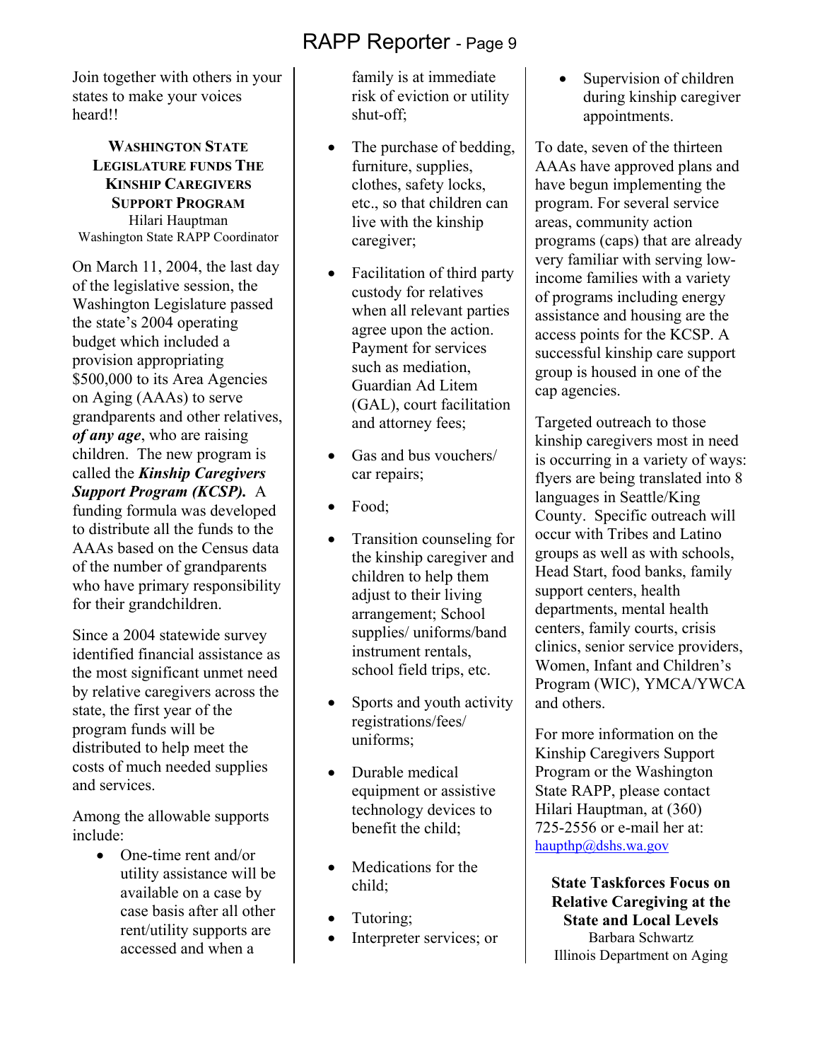Join together with others in your states to make your voices heard!!

### Washington State Legislature Funds The Kinship Caregivers Support Program

Hilari Hauptman
Washington State RAPP Coordinator

On March 11, 2004, the last day of the legislative session, the Washington Legislature passed the state's 2004 operating budget which included a provision appropriating $500,000 to its Area Agencies on Aging (AAAs) to serve grandparents and other relatives, ***of any age***, who are raising children. The new program is called the ***Kinship Caregivers Support Program (KCSP).*** A funding formula was developed to distribute all the funds to the AAAs based on the Census data of the number of grandparents who have primary responsibility for their grandchildren.

Since a 2004 statewide survey identified financial assistance as the most significant unmet need by relative caregivers across the state, the first year of the program funds will be distributed to help meet the costs of much needed supplies and services.

Among the allowable supports include:

- One-time rent and/or utility assistance will be available on a case by case basis after all other rent/utility supports are accessed and when a family is at immediate risk of eviction or utility shut-off;
- The purchase of bedding, furniture, supplies, clothes, safety locks, etc., so that children can live with the kinship caregiver;
- Facilitation of third party custody for relatives when all relevant parties agree upon the action. Payment for services such as mediation, Guardian Ad Litem (GAL), court facilitation and attorney fees;
- Gas and bus vouchers/ car repairs;
- Food;
- Transition counseling for the kinship caregiver and children to help them adjust to their living arrangement; School supplies/ uniforms/band instrument rentals, school field trips, etc.
- Sports and youth activity registrations/fees/ uniforms;
- Durable medical equipment or assistive technology devices to benefit the child;
- Medications for the child;
- Tutoring;
- Interpreter services; or
- Supervision of children during kinship caregiver appointments.

To date, seven of the thirteen AAAs have approved plans and have begun implementing the program. For several service areas, community action programs (caps) that are already very familiar with serving low-income families with a variety of programs including energy assistance and housing are the access points for the KCSP. A successful kinship care support group is housed in one of the cap agencies.

Targeted outreach to those kinship caregivers most in need is occurring in a variety of ways: flyers are being translated into 8 languages in Seattle/King County. Specific outreach will occur with Tribes and Latino groups as well as with schools, Head Start, food banks, family support centers, health departments, mental health centers, family courts, crisis clinics, senior service providers, Women, Infant and Children's Program (WIC), YMCA/YWCA and others.

For more information on the Kinship Caregivers Support Program or the Washington State RAPP, please contact Hilari Hauptman, at (360) 725-2556 or e-mail her at: [haupthp@dshs.wa.gov](mailto:haupthp@dshs.wa.gov)

### State Taskforces Focus on Relative Caregiving at the State and Local Levels

Barbara Schwartz
Illinois Department on Aging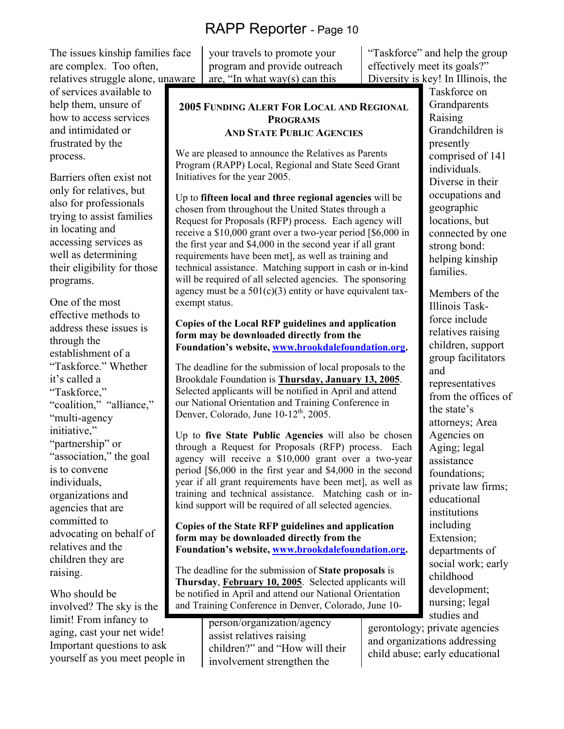The issues kinship families face are complex. Too often, relatives struggle alone, unaware of services available to help them, unsure of how to access services and intimidated or frustrated by the process.

Barriers often exist not only for relatives, but also for professionals trying to assist families in locating and accessing services as well as determining their eligibility for those programs.

One of the most effective methods to address these issues is through the establishment of a "Taskforce." Whether it's called a "Taskforce," "coalition," "alliance," "multi-agency initiative," "partnership" or "association," the goal is to convene individuals, organizations and agencies that are committed to advocating on behalf of relatives and the children they are raising.

Who should be involved? The sky is the limit! From infancy to aging, cast your net wide! Important questions to ask yourself as you meet people in your travels to promote your program and provide outreach are, "In what way(s) can this person/organization/agency assist relatives raising children?" and "How will their involvement strengthen the "Taskforce" and help the group effectively meet its goals?" Diversity is key! In Illinois, the Taskforce on Grandparents Raising Grandchildren is presently comprised of 141 individuals. Diverse in their occupations and geographic locations, but connected by one strong bond: helping kinship families.

Members of the Illinois Task-force include relatives raising children, support group facilitators and representatives from the offices of the state's attorneys; Area Agencies on Aging; legal assistance foundations; private law firms; educational institutions including Extension; departments of social work; early childhood development; nursing; legal studies and gerontology; private agencies and organizations addressing child abuse; early educational

---

## 2005 Funding Alert For Local and Regional Programs And State Public Agencies

We are pleased to announce the Relatives as Parents Program (RAPP) Local, Regional and State Seed Grant Initiatives for the year 2005.

Up to **fifteen local and three regional agencies** will be chosen from throughout the United States through a Request for Proposals (RFP) process. Each agency will receive a $10,000 grant over a two-year period [$6,000 in the first year and $4,000 in the second year if all grant requirements have been met], as well as training and technical assistance. Matching support in cash or in-kind will be required of all selected agencies. The sponsoring agency must be a 501(c)(3) entity or have equivalent tax-exempt status.

**Copies of the Local RFP guidelines and application form may be downloaded directly from the Foundation's website, www.brookdalefoundation.org.**

The deadline for the submission of local proposals to the Brookdale Foundation is **Thursday, January 13, 2005**. Selected applicants will be notified in April and attend our National Orientation and Training Conference in Denver, Colorado, June 10-12th, 2005.

Up to **five State Public Agencies** will also be chosen through a Request for Proposals (RFP) process. Each agency will receive a $10,000 grant over a two-year period [$6,000 in the first year and $4,000 in the second year if all grant requirements have been met], as well as training and technical assistance. Matching cash or in-kind support will be required of all selected agencies.

**Copies of the State RFP guidelines and application form may be downloaded directly from the Foundation's website, www.brookdalefoundation.org.**

The deadline for the submission of **State proposals** is **Thursday**, **February 10, 2005**. Selected applicants will be notified in April and attend our National Orientation and Training Conference in Denver, Colorado, June 10-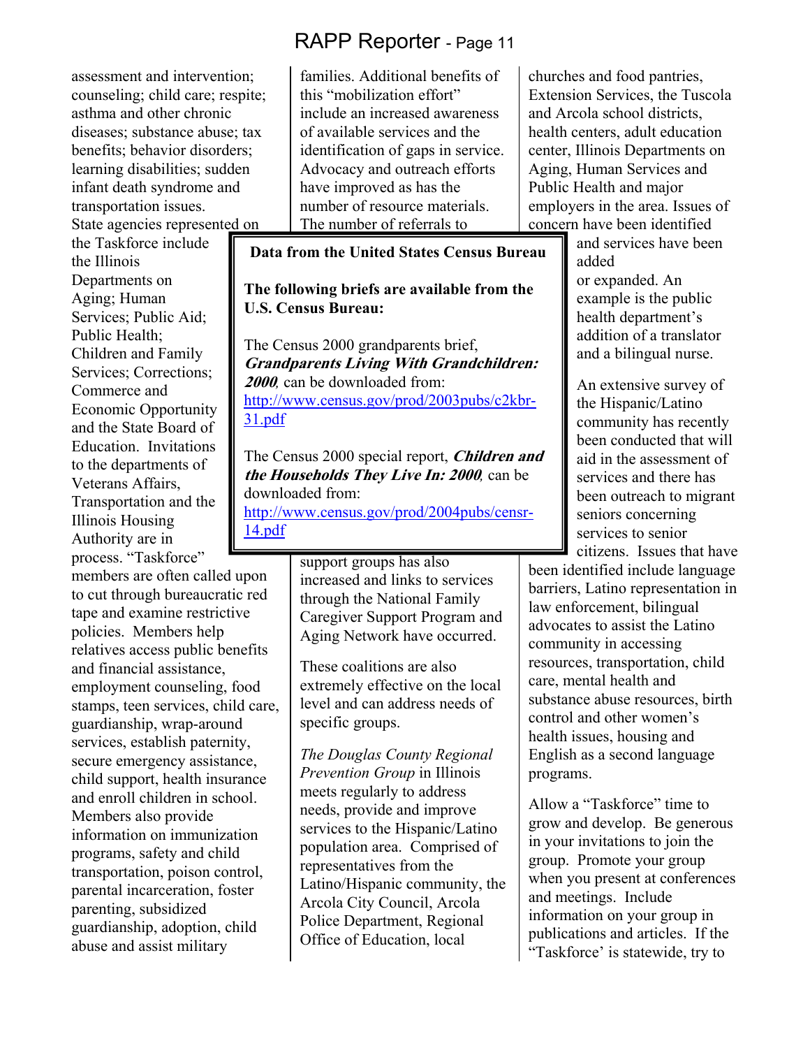assessment and intervention; counseling; child care; respite; asthma and other chronic diseases; substance abuse; tax benefits; behavior disorders; learning disabilities; sudden infant death syndrome and transportation issues.

State agencies represented on the Taskforce include the Illinois Departments on Aging; Human Services; Public Aid; Public Health; Children and Family Services; Corrections; Commerce and Economic Opportunity and the State Board of Education. Invitations to the departments of Veterans Affairs, Transportation and the Illinois Housing Authority are in process. "Taskforce" members are often called upon to cut through bureaucratic red tape and examine restrictive policies. Members help relatives access public benefits and financial assistance, employment counseling, food stamps, teen services, child care, guardianship, wrap-around services, establish paternity, secure emergency assistance, child support, health insurance and enroll children in school. Members also provide information on immunization programs, safety and child transportation, poison control, parental incarceration, foster parenting, subsidized guardianship, adoption, child abuse and assist military families. Additional benefits of this "mobilization effort" include an increased awareness of available services and the identification of gaps in service. Advocacy and outreach efforts have improved as has the number of resource materials. The number of referrals to support groups has also increased and links to services through the National Family Caregiver Support Program and Aging Network have occurred.

These coalitions are also extremely effective on the local level and can address needs of specific groups.

*The Douglas County Regional Prevention Group* in Illinois meets regularly to address needs, provide and improve services to the Hispanic/Latino population area. Comprised of representatives from the Latino/Hispanic community, the Arcola City Council, Arcola Police Department, Regional Office of Education, local churches and food pantries, Extension Services, the Tuscola and Arcola school districts, health centers, adult education center, Illinois Departments on Aging, Human Services and Public Health and major employers in the area. Issues of concern have been identified and services have been added or expanded. An example is the public health department's addition of a translator and a bilingual nurse.

An extensive survey of the Hispanic/Latino community has recently been conducted that will aid in the assessment of services and there has been outreach to migrant seniors concerning services to senior citizens. Issues that have been identified include language barriers, Latino representation in law enforcement, bilingual advocates to assist the Latino community in accessing resources, transportation, child care, mental health and substance abuse resources, birth control and other women's health issues, housing and English as a second language programs.

Allow a "Taskforce" time to grow and develop. Be generous in your invitations to join the group. Promote your group when you present at conferences and meetings. Include information on your group in publications and articles. If the "Taskforce' is statewide, try to

---

**Data from the United States Census Bureau**

**The following briefs are available from the U.S. Census Bureau:**

The Census 2000 grandparents brief, ***Grandparents Living With Grandchildren: 2000***, can be downloaded from: http://www.census.gov/prod/2003pubs/c2kbr-31.pdf

The Census 2000 special report, ***Children and the Households They Live In: 2000***, can be downloaded from: http://www.census.gov/prod/2004pubs/censr-14.pdf

---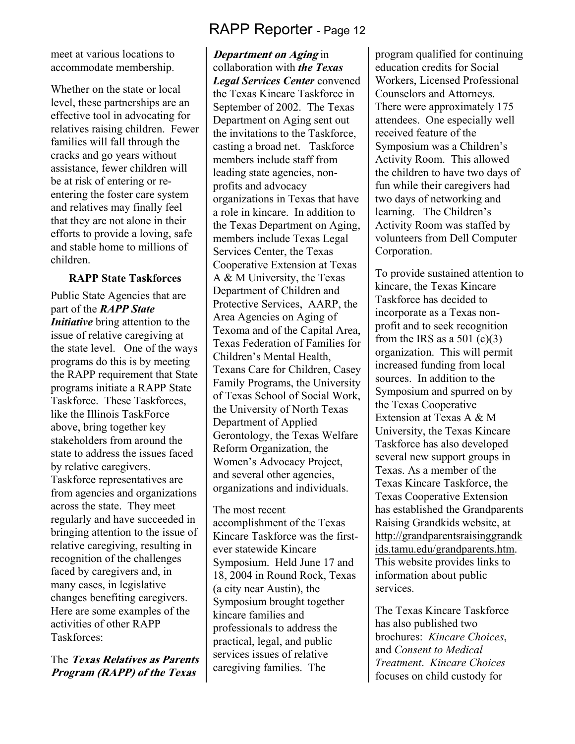meet at various locations to accommodate membership.

Whether on the state or local level, these partnerships are an effective tool in advocating for relatives raising children. Fewer families will fall through the cracks and go years without assistance, fewer children will be at risk of entering or re-entering the foster care system and relatives may finally feel that they are not alone in their efforts to provide a loving, safe and stable home to millions of children.

### RAPP State Taskforces

Public State Agencies that are part of the ***RAPP State Initiative*** bring attention to the issue of relative caregiving at the state level. One of the ways programs do this is by meeting the RAPP requirement that State programs initiate a RAPP State Taskforce. These Taskforces, like the Illinois TaskForce above, bring together key stakeholders from around the state to address the issues faced by relative caregivers. Taskforce representatives are from agencies and organizations across the state. They meet regularly and have succeeded in bringing attention to the issue of relative caregiving, resulting in recognition of the challenges faced by caregivers and, in many cases, in legislative changes benefiting caregivers. Here are some examples of the activities of other RAPP Taskforces:

The ***Texas Relatives as Parents Program (RAPP) of the Texas Department on Aging*** in collaboration with ***the Texas Legal Services Center*** convened the Texas Kincare Taskforce in September of 2002. The Texas Department on Aging sent out the invitations to the Taskforce, casting a broad net. Taskforce members include staff from leading state agencies, non-profits and advocacy organizations in Texas that have a role in kincare. In addition to the Texas Department on Aging, members include Texas Legal Services Center, the Texas Cooperative Extension at Texas A & M University, the Texas Department of Children and Protective Services, AARP, the Area Agencies on Aging of Texoma and of the Capital Area, Texas Federation of Families for Children's Mental Health, Texans Care for Children, Casey Family Programs, the University of Texas School of Social Work, the University of North Texas Department of Applied Gerontology, the Texas Welfare Reform Organization, the Women's Advocacy Project, and several other agencies, organizations and individuals.

The most recent accomplishment of the Texas Kincare Taskforce was the first-ever statewide Kincare Symposium. Held June 17 and 18, 2004 in Round Rock, Texas (a city near Austin), the Symposium brought together kincare families and professionals to address the practical, legal, and public services issues of relative caregiving families. The program qualified for continuing education credits for Social Workers, Licensed Professional Counselors and Attorneys. There were approximately 175 attendees. One especially well received feature of the Symposium was a Children's Activity Room. This allowed the children to have two days of fun while their caregivers had two days of networking and learning. The Children's Activity Room was staffed by volunteers from Dell Computer Corporation.

To provide sustained attention to kincare, the Texas Kincare Taskforce has decided to incorporate as a Texas non-profit and to seek recognition from the IRS as a 501 (c)(3) organization. This will permit increased funding from local sources. In addition to the Symposium and spurred on by the Texas Cooperative Extension at Texas A & M University, the Texas Kincare Taskforce has also developed several new support groups in Texas. As a member of the Texas Kincare Taskforce, the Texas Cooperative Extension has established the Grandparents Raising Grandkids website, at http://grandparentsraisinggrandkids.tamu.edu/grandparents.htm. This website provides links to information about public services.

The Texas Kincare Taskforce has also published two brochures: *Kincare Choices*, and *Consent to Medical Treatment*. *Kincare Choices* focuses on child custody for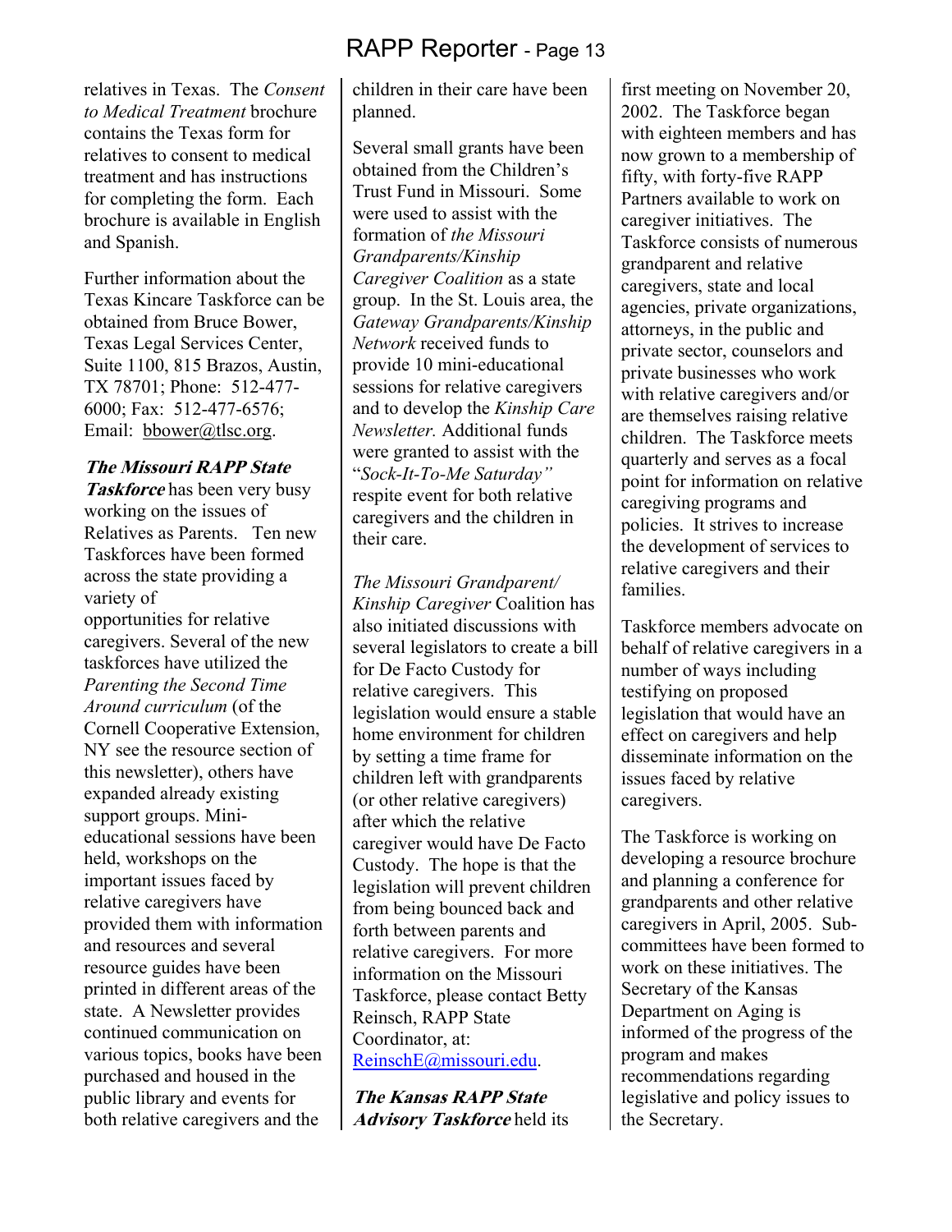relatives in Texas. The *Consent to Medical Treatment* brochure contains the Texas form for relatives to consent to medical treatment and has instructions for completing the form. Each brochure is available in English and Spanish.

Further information about the Texas Kincare Taskforce can be obtained from Bruce Bower, Texas Legal Services Center, Suite 1100, 815 Brazos, Austin, TX 78701; Phone: 512-477-6000; Fax: 512-477-6576; Email: bbower@tlsc.org.

***The Missouri RAPP State Taskforce*** has been very busy working on the issues of Relatives as Parents. Ten new Taskforces have been formed across the state providing a variety of opportunities for relative caregivers. Several of the new taskforces have utilized the *Parenting the Second Time Around curriculum* (of the Cornell Cooperative Extension, NY see the resource section of this newsletter), others have expanded already existing support groups. Mini-educational sessions have been held, workshops on the important issues faced by relative caregivers have provided them with information and resources and several resource guides have been printed in different areas of the state. A Newsletter provides continued communication on various topics, books have been purchased and housed in the public library and events for both relative caregivers and the children in their care have been planned.

Several small grants have been obtained from the Children's Trust Fund in Missouri. Some were used to assist with the formation of *the Missouri Grandparents/Kinship Caregiver Coalition* as a state group. In the St. Louis area, the *Gateway Grandparents/Kinship Network* received funds to provide 10 mini-educational sessions for relative caregivers and to develop the *Kinship Care Newsletter.* Additional funds were granted to assist with the "*Sock-It-To-Me Saturday"* respite event for both relative caregivers and the children in their care.

*The Missouri Grandparent/ Kinship Caregiver* Coalition has also initiated discussions with several legislators to create a bill for De Facto Custody for relative caregivers. This legislation would ensure a stable home environment for children by setting a time frame for children left with grandparents (or other relative caregivers) after which the relative caregiver would have De Facto Custody. The hope is that the legislation will prevent children from being bounced back and forth between parents and relative caregivers. For more information on the Missouri Taskforce, please contact Betty Reinsch, RAPP State Coordinator, at: ReinschE@missouri.edu.

***The Kansas RAPP State Advisory Taskforce*** held its first meeting on November 20, 2002. The Taskforce began with eighteen members and has now grown to a membership of fifty, with forty-five RAPP Partners available to work on caregiver initiatives. The Taskforce consists of numerous grandparent and relative caregivers, state and local agencies, private organizations, attorneys, in the public and private sector, counselors and private businesses who work with relative caregivers and/or are themselves raising relative children. The Taskforce meets quarterly and serves as a focal point for information on relative caregiving programs and policies. It strives to increase the development of services to relative caregivers and their families.

Taskforce members advocate on behalf of relative caregivers in a number of ways including testifying on proposed legislation that would have an effect on caregivers and help disseminate information on the issues faced by relative caregivers.

The Taskforce is working on developing a resource brochure and planning a conference for grandparents and other relative caregivers in April, 2005. Sub-committees have been formed to work on these initiatives. The Secretary of the Kansas Department on Aging is informed of the progress of the program and makes recommendations regarding legislative and policy issues to the Secretary.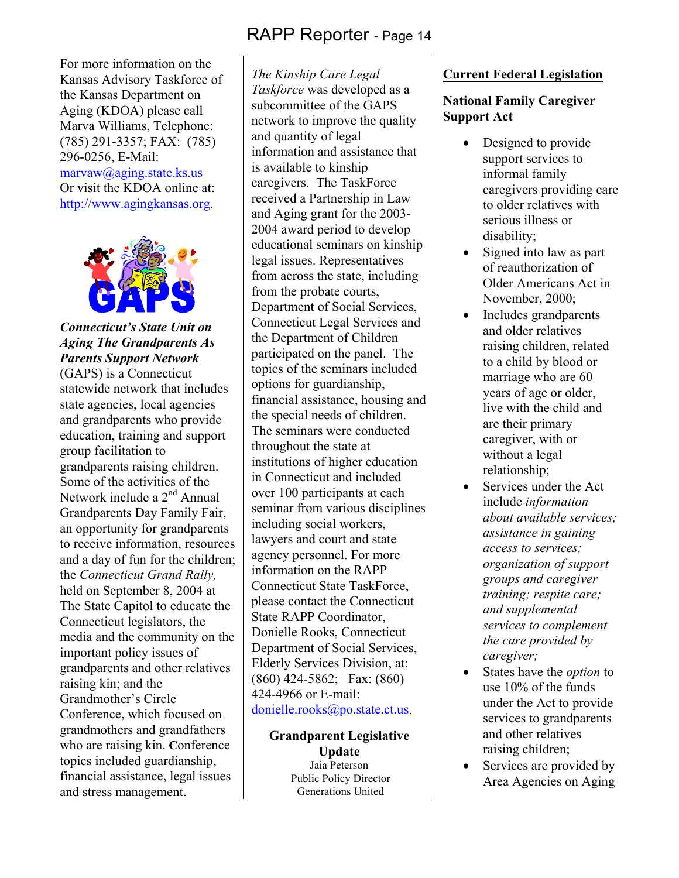For more information on the Kansas Advisory Taskforce of the Kansas Department on Aging (KDOA) please call Marva Williams, Telephone: (785) 291-3357; FAX: (785) 296-0256, E-Mail: marvaw@aging.state.ks.us Or visit the KDOA online at: http://www.agingkansas.org.

***Connecticut's State Unit on Aging The Grandparents As Parents Support Network*** (GAPS) is a Connecticut statewide network that includes state agencies, local agencies and grandparents who provide education, training and support group facilitation to grandparents raising children. Some of the activities of the Network include a 2nd Annual Grandparents Day Family Fair, an opportunity for grandparents to receive information, resources and a day of fun for the children; the *Connecticut Grand Rally,* held on September 8, 2004 at The State Capitol to educate the Connecticut legislators, the media and the community on the important policy issues of grandparents and other relatives raising kin; and the Grandmother's Circle Conference, which focused on grandmothers and grandfathers who are raising kin. Conference topics included guardianship, financial assistance, legal issues and stress management.

*The Kinship Care Legal Taskforce* was developed as a subcommittee of the GAPS network to improve the quality and quantity of legal information and assistance that is available to kinship caregivers. The TaskForce received a Partnership in Law and Aging grant for the 2003-2004 award period to develop educational seminars on kinship legal issues. Representatives from across the state, including from the probate courts, Department of Social Services, Connecticut Legal Services and the Department of Children participated on the panel. The topics of the seminars included options for guardianship, financial assistance, housing and the special needs of children. The seminars were conducted throughout the state at institutions of higher education in Connecticut and included over 100 participants at each seminar from various disciplines including social workers, lawyers and court and state agency personnel. For more information on the RAPP Connecticut State TaskForce, please contact the Connecticut State RAPP Coordinator, Donielle Rooks, Connecticut Department of Social Services, Elderly Services Division, at: (860) 424-5862; Fax: (860) 424-4966 or E-mail: donielle.rooks@po.state.ct.us.

## Grandparent Legislative Update

Jaia Peterson
Public Policy Director
Generations United

### Current Federal Legislation

**National Family Caregiver Support Act**

- Designed to provide support services to informal family caregivers providing care to older relatives with serious illness or disability;
- Signed into law as part of reauthorization of Older Americans Act in November, 2000;
- Includes grandparents and older relatives raising children, related to a child by blood or marriage who are 60 years of age or older, live with the child and are their primary caregiver, with or without a legal relationship;
- Services under the Act include *information about available services; assistance in gaining access to services; organization of support groups and caregiver training; respite care; and supplemental services to complement the care provided by caregiver;*
- States have the *option* to use 10% of the funds under the Act to provide services to grandparents and other relatives raising children;
- Services are provided by Area Agencies on Aging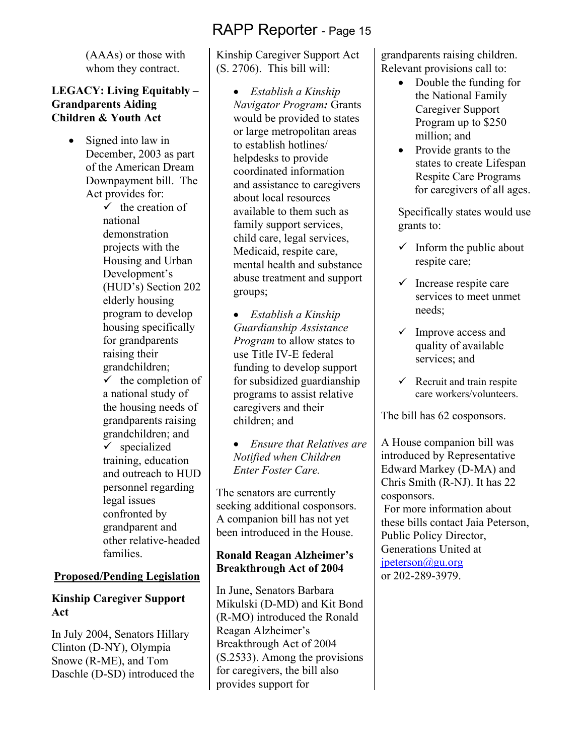(AAAs) or those with whom they contract.

**LEGACY: Living Equitably – Grandparents Aiding Children & Youth Act**

- Signed into law in December, 2003 as part of the American Dream Downpayment bill. The Act provides for:
  - ✓ the creation of national demonstration projects with the Housing and Urban Development's (HUD's) Section 202 elderly housing program to develop housing specifically for grandparents raising their grandchildren;
  - ✓ the completion of a national study of the housing needs of grandparents raising grandchildren; and
  - ✓ specialized training, education and outreach to HUD personnel regarding legal issues confronted by grandparent and other relative-headed families.

## Proposed/Pending Legislation

**Kinship Caregiver Support Act**

In July 2004, Senators Hillary Clinton (D-NY), Olympia Snowe (R-ME), and Tom Daschle (D-SD) introduced the Kinship Caregiver Support Act (S. 2706). This bill will:

- *Establish a Kinship Navigator Program***:** Grants would be provided to states or large metropolitan areas to establish hotlines/ helpdesks to provide coordinated information and assistance to caregivers about local resources available to them such as family support services, child care, legal services, Medicaid, respite care, mental health and substance abuse treatment and support groups;
- *Establish a Kinship Guardianship Assistance Program* to allow states to use Title IV-E federal funding to develop support for subsidized guardianship programs to assist relative caregivers and their children; and
- *Ensure that Relatives are Notified when Children Enter Foster Care.*

The senators are currently seeking additional cosponsors. A companion bill has not yet been introduced in the House.

**Ronald Reagan Alzheimer's Breakthrough Act of 2004**

In June, Senators Barbara Mikulski (D-MD) and Kit Bond (R-MO) introduced the Ronald Reagan Alzheimer's Breakthrough Act of 2004 (S.2533). Among the provisions for caregivers, the bill also provides support for grandparents raising children. Relevant provisions call to:

- Double the funding for the National Family Caregiver Support Program up to $250 million; and
- Provide grants to the states to create Lifespan Respite Care Programs for caregivers of all ages.

Specifically states would use grants to:

- ✓ Inform the public about respite care;
- ✓ Increase respite care services to meet unmet needs;
- ✓ Improve access and quality of available services; and
- ✓ Recruit and train respite care workers/volunteers.

The bill has 62 cosponsors.

A House companion bill was introduced by Representative Edward Markey (D-MA) and Chris Smith (R-NJ). It has 22 cosponsors.

For more information about these bills contact Jaia Peterson, Public Policy Director, Generations United at jpeterson@gu.org or 202-289-3979.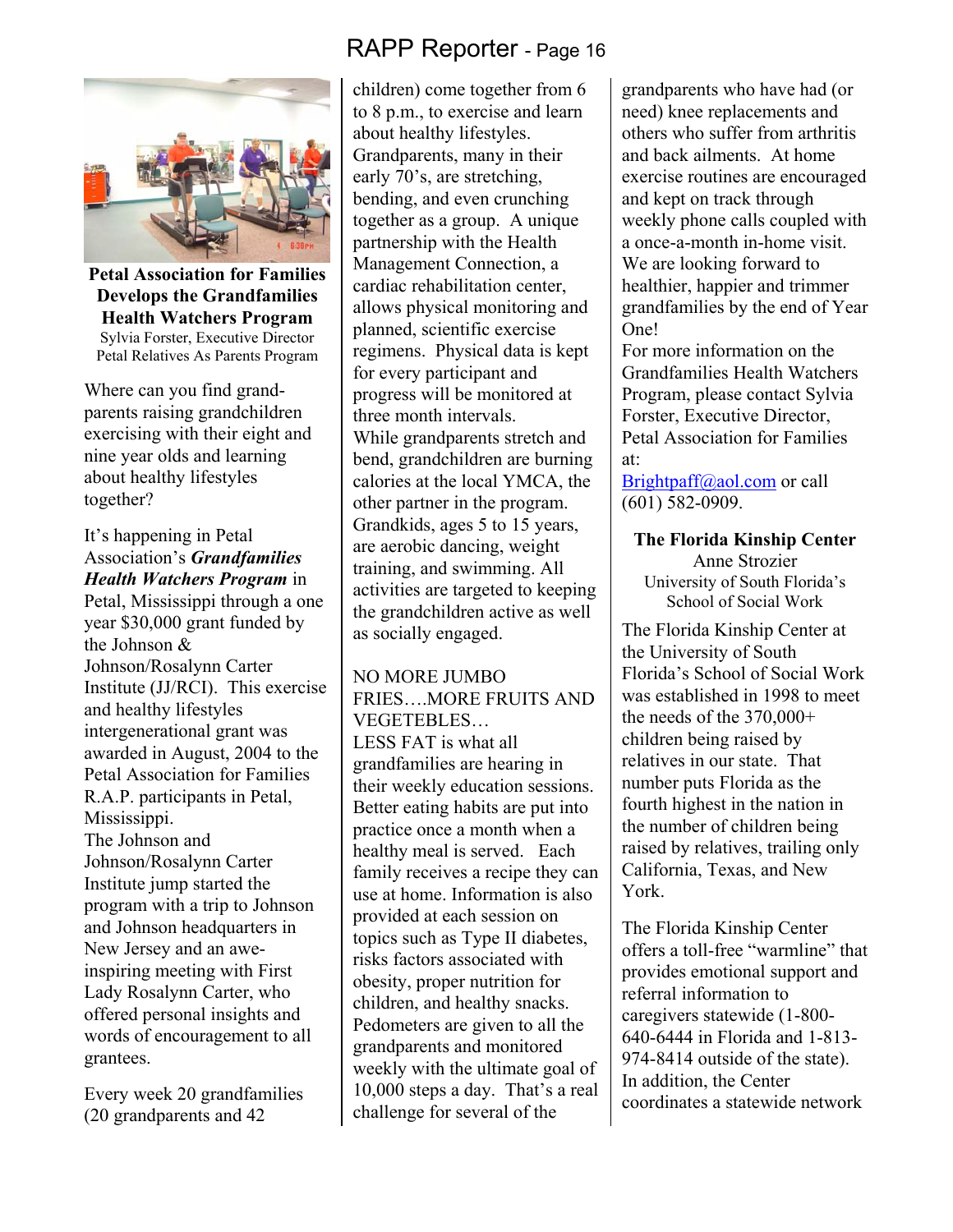## Petal Association for Families Develops the Grandfamilies Health Watchers Program

Sylvia Forster, Executive Director
Petal Relatives As Parents Program

Where can you find grand-parents raising grandchildren exercising with their eight and nine year olds and learning about healthy lifestyles together?

It's happening in Petal Association's ***Grandfamilies Health Watchers Program*** in Petal, Mississippi through a one year $30,000 grant funded by the Johnson & Johnson/Rosalynn Carter Institute (JJ/RCI). This exercise and healthy lifestyles intergenerational grant was awarded in August, 2004 to the Petal Association for Families R.A.P. participants in Petal, Mississippi.

The Johnson and Johnson/Rosalynn Carter Institute jump started the program with a trip to Johnson and Johnson headquarters in New Jersey and an awe-inspiring meeting with First Lady Rosalynn Carter, who offered personal insights and words of encouragement to all grantees.

Every week 20 grandfamilies (20 grandparents and 42 children) come together from 6 to 8 p.m., to exercise and learn about healthy lifestyles. Grandparents, many in their early 70's, are stretching, bending, and even crunching together as a group. A unique partnership with the Health Management Connection, a cardiac rehabilitation center, allows physical monitoring and planned, scientific exercise regimens. Physical data is kept for every participant and progress will be monitored at three month intervals.

While grandparents stretch and bend, grandchildren are burning calories at the local YMCA, the other partner in the program. Grandkids, ages 5 to 15 years, are aerobic dancing, weight training, and swimming. All activities are targeted to keeping the grandchildren active as well as socially engaged.

NO MORE JUMBO FRIES….MORE FRUITS AND VEGETEBLES… LESS FAT is what all grandfamilies are hearing in their weekly education sessions. Better eating habits are put into practice once a month when a healthy meal is served. Each family receives a recipe they can use at home. Information is also provided at each session on topics such as Type II diabetes, risks factors associated with obesity, proper nutrition for children, and healthy snacks. Pedometers are given to all the grandparents and monitored weekly with the ultimate goal of 10,000 steps a day. That's a real challenge for several of the grandparents who have had (or need) knee replacements and others who suffer from arthritis and back ailments. At home exercise routines are encouraged and kept on track through weekly phone calls coupled with a once-a-month in-home visit. We are looking forward to healthier, happier and trimmer grandfamilies by the end of Year One!

For more information on the Grandfamilies Health Watchers Program, please contact Sylvia Forster, Executive Director, Petal Association for Families at:
Brightpaff@aol.com or call (601) 582-0909.

## The Florida Kinship Center

Anne Strozier
University of South Florida's School of Social Work

The Florida Kinship Center at the University of South Florida's School of Social Work was established in 1998 to meet the needs of the 370,000+ children being raised by relatives in our state. That number puts Florida as the fourth highest in the nation in the number of children being raised by relatives, trailing only California, Texas, and New York.

The Florida Kinship Center offers a toll-free "warmline" that provides emotional support and referral information to caregivers statewide (1-800-640-6444 in Florida and 1-813-974-8414 outside of the state). In addition, the Center coordinates a statewide network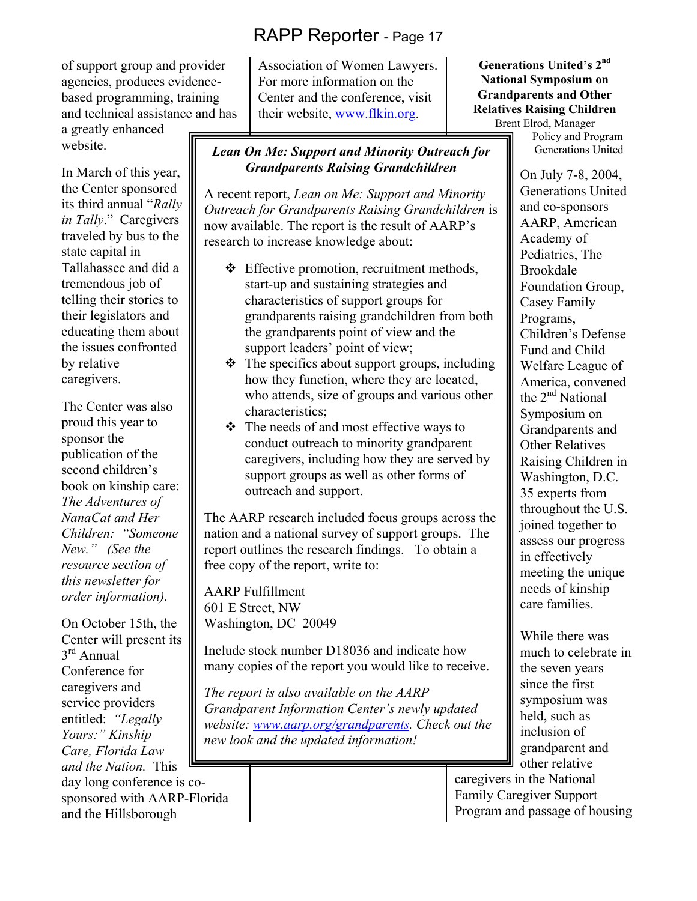of support group and provider agencies, produces evidence-based programming, training and technical assistance and has a greatly enhanced website.

In March of this year, the Center sponsored its third annual "*Rally in Tally*." Caregivers traveled by bus to the state capital in Tallahassee and did a tremendous job of telling their stories to their legislators and educating them about the issues confronted by relative caregivers.

The Center was also proud this year to sponsor the publication of the second children's book on kinship care: *The Adventures of NanaCat and Her Children: "Someone New." (See the resource section of this newsletter for order information).*

On October 15th, the Center will present its 3rd Annual Conference for caregivers and service providers entitled: *"Legally Yours:" Kinship Care, Florida Law and the Nation.* This day long conference is co-sponsored with AARP-Florida and the Hillsborough Association of Women Lawyers. For more information on the Center and the conference, visit their website, www.flkin.org.

### *Lean On Me: Support and Minority Outreach for Grandparents Raising Grandchildren*

A recent report, *Lean on Me: Support and Minority Outreach for Grandparents Raising Grandchildren* is now available. The report is the result of AARP's research to increase knowledge about:

- Effective promotion, recruitment methods, start-up and sustaining strategies and characteristics of support groups for grandparents raising grandchildren from both the grandparents point of view and the support leaders' point of view;
- The specifics about support groups, including how they function, where they are located, who attends, size of groups and various other characteristics;
- The needs of and most effective ways to conduct outreach to minority grandparent caregivers, including how they are served by support groups as well as other forms of outreach and support.

The AARP research included focus groups across the nation and a national survey of support groups. The report outlines the research findings. To obtain a free copy of the report, write to:

AARP Fulfillment
601 E Street, NW
Washington, DC 20049

Include stock number D18036 and indicate how many copies of the report you would like to receive.

*The report is also available on the AARP Grandparent Information Center's newly updated website: www.aarp.org/grandparents. Check out the new look and the updated information!*

### Generations United's 2nd National Symposium on Grandparents and Other Relatives Raising Children

Brent Elrod, Manager
Policy and Program
Generations United

On July 7-8, 2004, Generations United and co-sponsors AARP, American Academy of Pediatrics, The Brookdale Foundation Group, Casey Family Programs, Children's Defense Fund and Child Welfare League of America, convened the 2nd National Symposium on Grandparents and Other Relatives Raising Children in Washington, D.C. 35 experts from throughout the U.S. joined together to assess our progress in effectively meeting the unique needs of kinship care families.

While there was much to celebrate in the seven years since the first symposium was held, such as inclusion of grandparent and other relative caregivers in the National Family Caregiver Support Program and passage of housing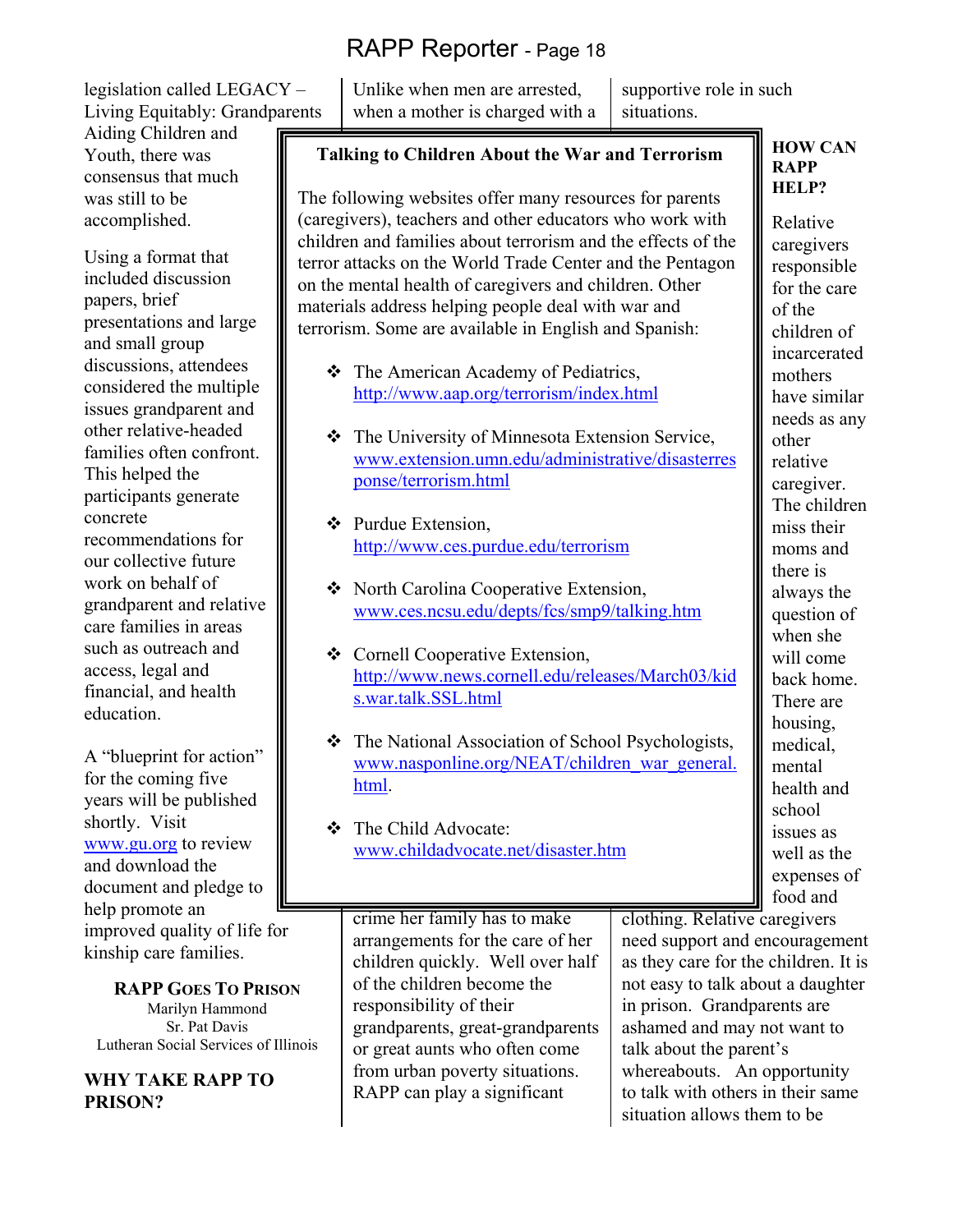legislation called LEGACY – Living Equitably: Grandparents Aiding Children and Youth, there was consensus that much was still to be accomplished.

Using a format that included discussion papers, brief presentations and large and small group discussions, attendees considered the multiple issues grandparent and other relative-headed families often confront. This helped the participants generate concrete recommendations for our collective future work on behalf of grandparent and relative care families in areas such as outreach and access, legal and financial, and health education.

A "blueprint for action" for the coming five years will be published shortly. Visit www.gu.org to review and download the document and pledge to help promote an improved quality of life for kinship care families.

## RAPP Goes To Prison

Marilyn Hammond
Sr. Pat Davis
Lutheran Social Services of Illinois

### WHY TAKE RAPP TO PRISON?

Unlike when men are arrested, when a mother is charged with a crime her family has to make arrangements for the care of her children quickly. Well over half of the children become the responsibility of their grandparents, great-grandparents or great aunts who often come from urban poverty situations. RAPP can play a significant supportive role in such situations.

### HOW CAN RAPP HELP?

Relative caregivers responsible for the care of the children of incarcerated mothers have similar needs as any other relative caregiver. The children miss their moms and there is always the question of when she will come back home. There are housing, medical, mental health and school issues as well as the expenses of food and clothing. Relative caregivers need support and encouragement as they care for the children. It is not easy to talk about a daughter in prison. Grandparents are ashamed and may not want to talk about the parent's whereabouts. An opportunity to talk with others in their same situation allows them to be

---

### Talking to Children About the War and Terrorism

The following websites offer many resources for parents (caregivers), teachers and other educators who work with children and families about terrorism and the effects of the terror attacks on the World Trade Center and the Pentagon on the mental health of caregivers and children. Other materials address helping people deal with war and terrorism. Some are available in English and Spanish:

- The American Academy of Pediatrics, http://www.aap.org/terrorism/index.html
- The University of Minnesota Extension Service, www.extension.umn.edu/administrative/disasterresponse/terrorism.html
- Purdue Extension, http://www.ces.purdue.edu/terrorism
- North Carolina Cooperative Extension, www.ces.ncsu.edu/depts/fcs/smp9/talking.htm
- Cornell Cooperative Extension, http://www.news.cornell.edu/releases/March03/kids.war.talk.SSL.html
- The National Association of School Psychologists, www.nasponline.org/NEAT/children_war_general.html.
- The Child Advocate: www.childadvocate.net/disaster.htm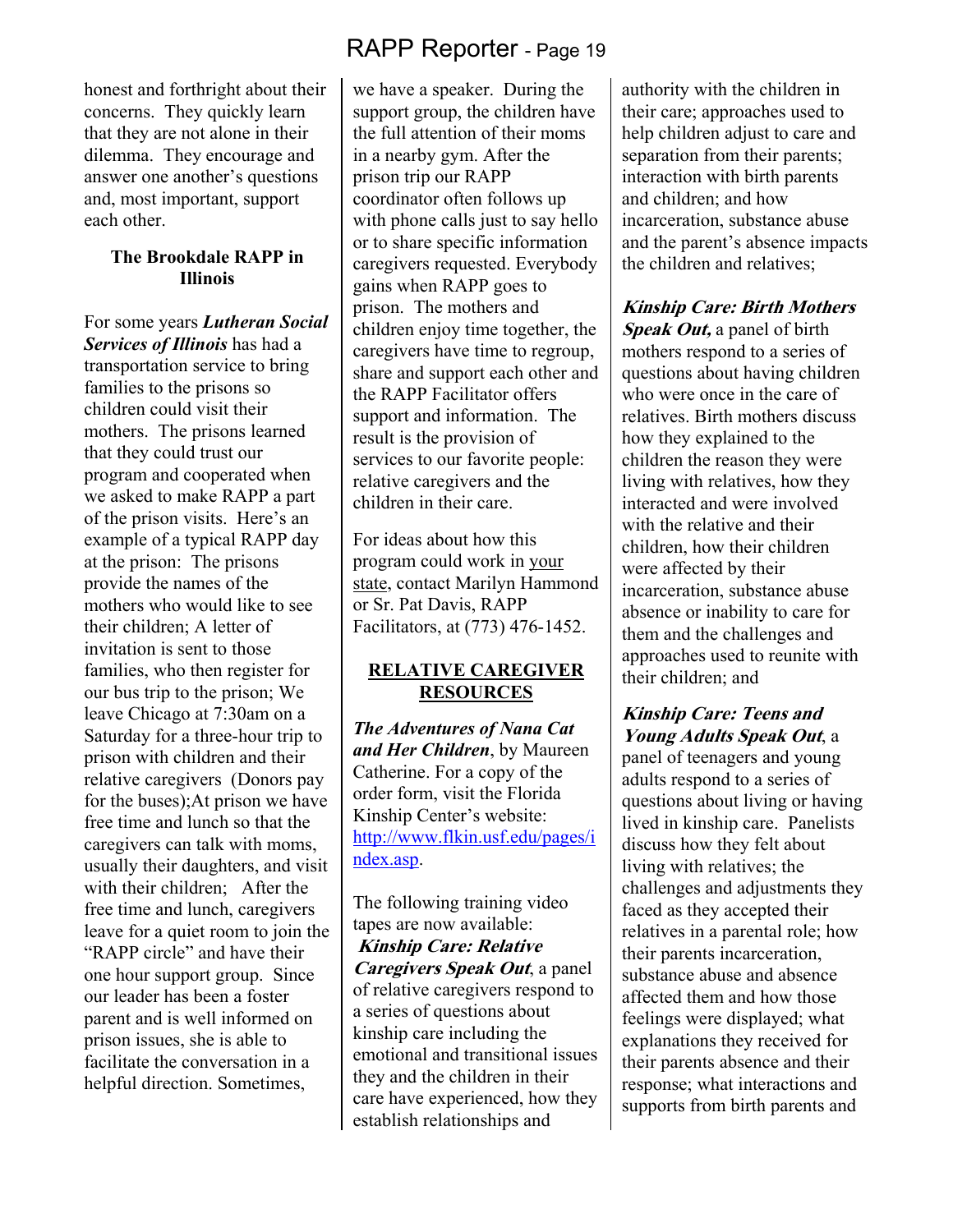honest and forthright about their concerns. They quickly learn that they are not alone in their dilemma. They encourage and answer one another's questions and, most important, support each other.

### The Brookdale RAPP in Illinois

For some years ***Lutheran Social Services of Illinois*** has had a transportation service to bring families to the prisons so children could visit their mothers. The prisons learned that they could trust our program and cooperated when we asked to make RAPP a part of the prison visits. Here's an example of a typical RAPP day at the prison: The prisons provide the names of the mothers who would like to see their children; A letter of invitation is sent to those families, who then register for our bus trip to the prison; We leave Chicago at 7:30am on a Saturday for a three-hour trip to prison with children and their relative caregivers (Donors pay for the buses);At prison we have free time and lunch so that the caregivers can talk with moms, usually their daughters, and visit with their children; After the free time and lunch, caregivers leave for a quiet room to join the "RAPP circle" and have their one hour support group. Since our leader has been a foster parent and is well informed on prison issues, she is able to facilitate the conversation in a helpful direction. Sometimes, we have a speaker. During the support group, the children have the full attention of their moms in a nearby gym. After the prison trip our RAPP coordinator often follows up with phone calls just to say hello or to share specific information caregivers requested. Everybody gains when RAPP goes to prison. The mothers and children enjoy time together, the caregivers have time to regroup, share and support each other and the RAPP Facilitator offers support and information. The result is the provision of services to our favorite people: relative caregivers and the children in their care.

For ideas about how this program could work in your state, contact Marilyn Hammond or Sr. Pat Davis, RAPP Facilitators, at (773) 476-1452.

### RELATIVE CAREGIVER RESOURCES

***The Adventures of Nana Cat and Her Children***, by Maureen Catherine. For a copy of the order form, visit the Florida Kinship Center's website: http://www.flkin.usf.edu/pages/index.asp.

The following training video tapes are now available:

***Kinship Care: Relative Caregivers Speak Out***, a panel of relative caregivers respond to a series of questions about kinship care including the emotional and transitional issues they and the children in their care have experienced, how they establish relationships and authority with the children in their care; approaches used to help children adjust to care and separation from their parents; interaction with birth parents and children; and how incarceration, substance abuse and the parent's absence impacts the children and relatives;

***Kinship Care: Birth Mothers Speak Out,*** a panel of birth mothers respond to a series of questions about having children who were once in the care of relatives. Birth mothers discuss how they explained to the children the reason they were living with relatives, how they interacted and were involved with the relative and their children, how their children were affected by their incarceration, substance abuse absence or inability to care for them and the challenges and approaches used to reunite with their children; and

***Kinship Care: Teens and Young Adults Speak Out***, a panel of teenagers and young adults respond to a series of questions about living or having lived in kinship care. Panelists discuss how they felt about living with relatives; the challenges and adjustments they faced as they accepted their relatives in a parental role; how their parents incarceration, substance abuse and absence affected them and how those feelings were displayed; what explanations they received for their parents absence and their response; what interactions and supports from birth parents and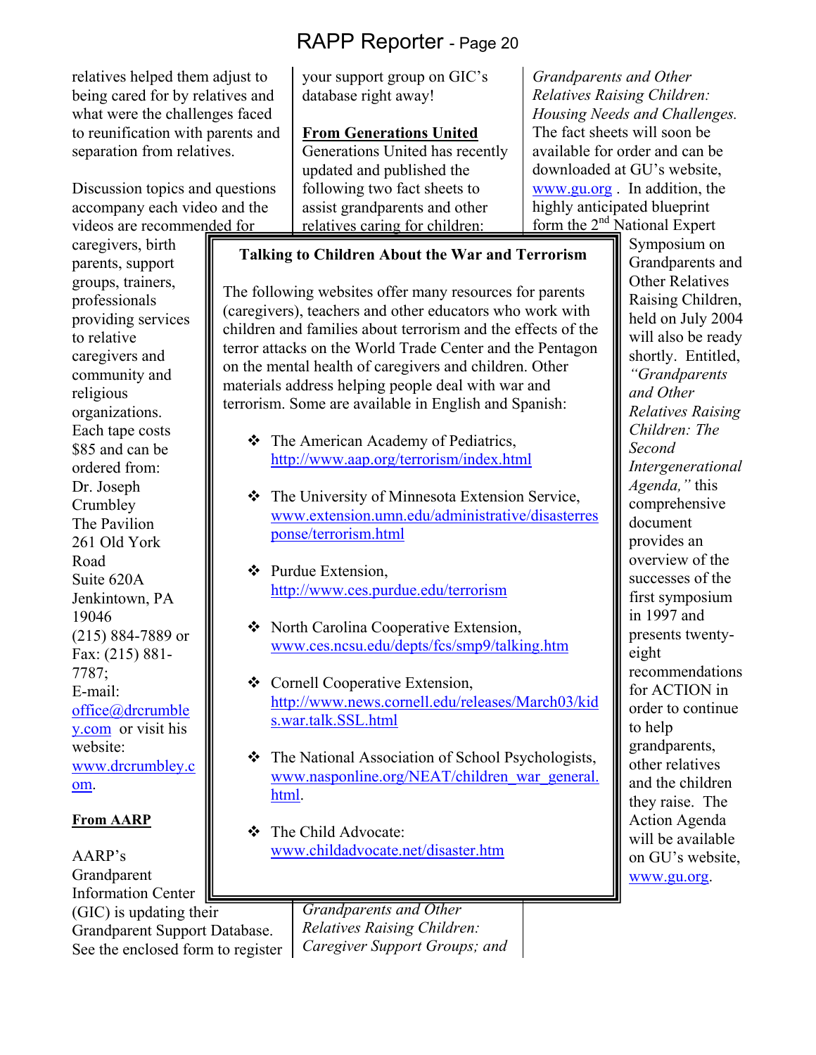relatives helped them adjust to being cared for by relatives and what were the challenges faced to reunification with parents and separation from relatives.

Discussion topics and questions accompany each video and the videos are recommended for caregivers, birth parents, support groups, trainers, professionals providing services to relative caregivers and community and religious organizations. Each tape costs $85 and can be ordered from: Dr. Joseph Crumbley The Pavilion 261 Old York Road Suite 620A Jenkintown, PA 19046 (215) 884-7889 or Fax: (215) 881-7787; E-mail: office@drcrumbley.com or visit his website: www.drcrumbley.com.

**From AARP**

AARP's Grandparent Information Center (GIC) is updating their Grandparent Support Database. See the enclosed form to register your support group on GIC's database right away!

**From Generations United**

Generations United has recently updated and published the following two fact sheets to assist grandparents and other relatives caring for children: *Grandparents and Other Relatives Raising Children: Caregiver Support Groups; and Grandparents and Other Relatives Raising Children: Housing Needs and Challenges.* The fact sheets will soon be available for order and can be downloaded at GU's website, www.gu.org . In addition, the highly anticipated blueprint form the 2nd National Expert Symposium on Grandparents and Other Relatives Raising Children, held on July 2004 will also be ready shortly. Entitled, *"Grandparents and Other Relatives Raising Children: The Second Intergenerational Agenda,"* this comprehensive document provides an overview of the successes of the first symposium in 1997 and presents twenty-eight recommendations for ACTION in order to continue to help grandparents, other relatives and the children they raise. The Action Agenda will be available on GU's website, www.gu.org.

**Talking to Children About the War and Terrorism**

The following websites offer many resources for parents (caregivers), teachers and other educators who work with children and families about terrorism and the effects of the terror attacks on the World Trade Center and the Pentagon on the mental health of caregivers and children. Other materials address helping people deal with war and terrorism. Some are available in English and Spanish:

- The American Academy of Pediatrics, http://www.aap.org/terrorism/index.html
- The University of Minnesota Extension Service, www.extension.umn.edu/administrative/disasterresponse/terrorism.html
- Purdue Extension, http://www.ces.purdue.edu/terrorism
- North Carolina Cooperative Extension, www.ces.ncsu.edu/depts/fcs/smp9/talking.htm
- Cornell Cooperative Extension, http://www.news.cornell.edu/releases/March03/kids.war.talk.SSL.html
- The National Association of School Psychologists, www.nasponline.org/NEAT/children_war_general.html.
- The Child Advocate: www.childadvocate.net/disaster.htm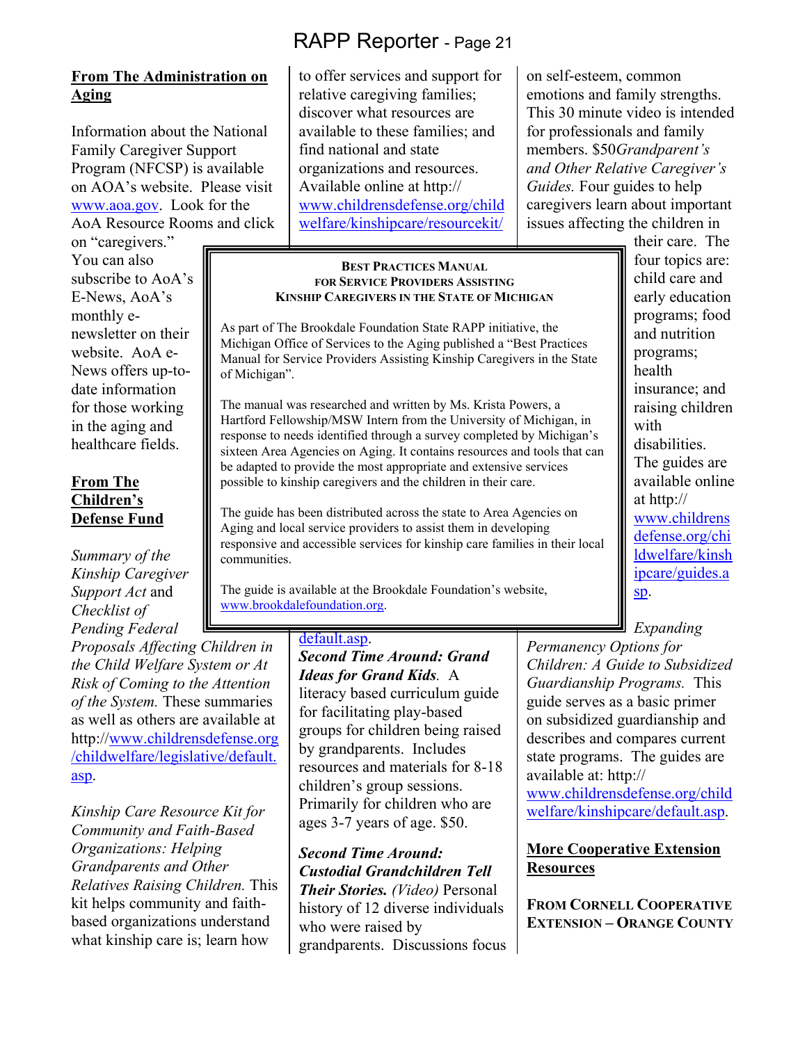## From The Administration on Aging

Information about the National Family Caregiver Support Program (NFCSP) is available on AOA's website. Please visit www.aoa.gov. Look for the AoA Resource Rooms and click on "caregivers." You can also subscribe to AoA's E-News, AoA's monthly e-newsletter on their website. AoA e-News offers up-to-date information for those working in the aging and healthcare fields.

## From The Children's Defense Fund

*Summary of the Kinship Caregiver Support Act* and *Checklist of Pending Federal Proposals Affecting Children in the Child Welfare System or At Risk of Coming to the Attention of the System.* These summaries as well as others are available at http://www.childrensdefense.org/childwelfare/legislative/default.asp.

*Kinship Care Resource Kit for Community and Faith-Based Organizations: Helping Grandparents and Other Relatives Raising Children.* This kit helps community and faith-based organizations understand what kinship care is; learn how to offer services and support for relative caregiving families; discover what resources are available to these families; and find national and state organizations and resources. Available online at http://www.childrensdefense.org/childwelfare/kinshipcare/resourcekit/default.asp.

***Second Time Around: Grand Ideas for Grand Kids.*** A literacy based curriculum guide for facilitating play-based groups for children being raised by grandparents. Includes resources and materials for 8-18 children's group sessions. Primarily for children who are ages 3-7 years of age. $50.

***Second Time Around: Custodial Grandchildren Tell Their Stories.*** *(Video)* Personal history of 12 diverse individuals who were raised by grandparents. Discussions focus on self-esteem, common emotions and family strengths. This 30 minute video is intended for professionals and family members. $50

*Grandparent's and Other Relative Caregiver's Guides.* Four guides to help caregivers learn about important issues affecting the children in their care. The four topics are: child care and early education programs; food and nutrition programs; health insurance; and raising children with disabilities. The guides are available online at http://www.childrensdefense.org/childwelfare/kinshipcare/guides.asp.

*Expanding Permanency Options for Children: A Guide to Subsidized Guardianship Programs.* This guide serves as a basic primer on subsidized guardianship and describes and compares current state programs. The guides are available at: http://www.childrensdefense.org/childwelfare/kinshipcare/default.asp.

---

**BEST PRACTICES MANUAL FOR SERVICE PROVIDERS ASSISTING KINSHIP CAREGIVERS IN THE STATE OF MICHIGAN**

As part of The Brookdale Foundation State RAPP initiative, the Michigan Office of Services to the Aging published a "Best Practices Manual for Service Providers Assisting Kinship Caregivers in the State of Michigan".

The manual was researched and written by Ms. Krista Powers, a Hartford Fellowship/MSW Intern from the University of Michigan, in response to needs identified through a survey completed by Michigan's sixteen Area Agencies on Aging. It contains resources and tools that can be adapted to provide the most appropriate and extensive services possible to kinship caregivers and the children in their care.

The guide has been distributed across the state to Area Agencies on Aging and local service providers to assist them in developing responsive and accessible services for kinship care families in their local communities.

The guide is available at the Brookdale Foundation's website, www.brookdalefoundation.org.

---

## More Cooperative Extension Resources

**FROM CORNELL COOPERATIVE EXTENSION – ORANGE COUNTY**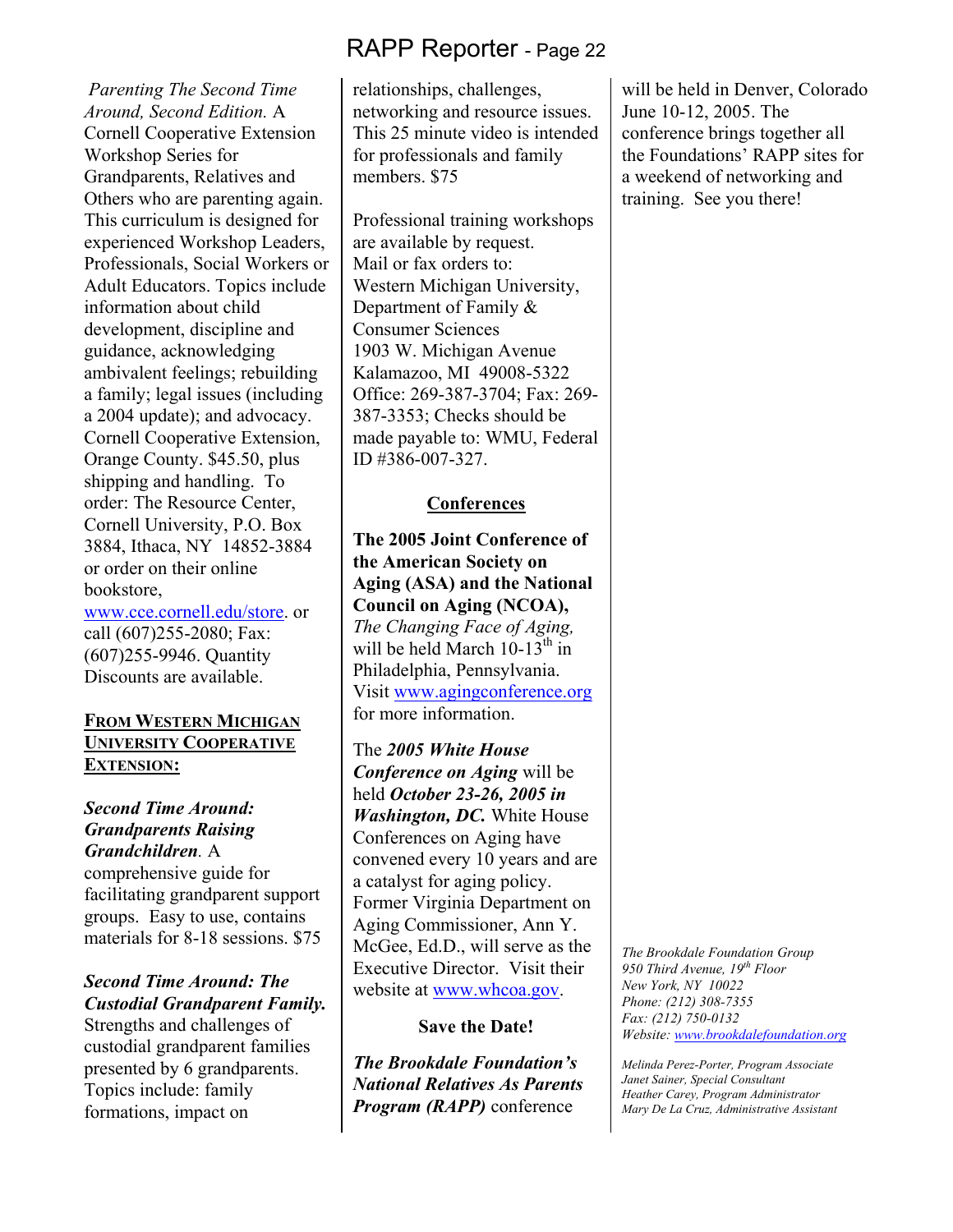*Parenting The Second Time Around, Second Edition.* A Cornell Cooperative Extension Workshop Series for Grandparents, Relatives and Others who are parenting again. This curriculum is designed for experienced Workshop Leaders, Professionals, Social Workers or Adult Educators. Topics include information about child development, discipline and guidance, acknowledging ambivalent feelings; rebuilding a family; legal issues (including a 2004 update); and advocacy. Cornell Cooperative Extension, Orange County. $45.50, plus shipping and handling. To order: The Resource Center, Cornell University, P.O. Box 3884, Ithaca, NY 14852-3884 or order on their online bookstore, www.cce.cornell.edu/store. or call (607)255-2080; Fax: (607)255-9946. Quantity Discounts are available.

**FROM WESTERN MICHIGAN UNIVERSITY COOPERATIVE EXTENSION:**

***Second Time Around: Grandparents Raising Grandchildren***. A comprehensive guide for facilitating grandparent support groups. Easy to use, contains materials for 8-18 sessions. $75

***Second Time Around: The Custodial Grandparent Family.*** Strengths and challenges of custodial grandparent families presented by 6 grandparents. Topics include: family formations, impact on relationships, challenges, networking and resource issues. This 25 minute video is intended for professionals and family members. $75

Professional training workshops are available by request.
Mail or fax orders to:
Western Michigan University, Department of Family & Consumer Sciences
1903 W. Michigan Avenue
Kalamazoo, MI 49008-5322
Office: 269-387-3704; Fax: 269-387-3353; Checks should be made payable to: WMU, Federal ID #386-007-327.

## Conferences

**The 2005 Joint Conference of the American Society on Aging (ASA) and the National Council on Aging (NCOA),** *The Changing Face of Aging,* will be held March 10-13th in Philadelphia, Pennsylvania. Visit www.agingconference.org for more information.

The ***2005 White House Conference on Aging*** will be held ***October 23-26, 2005 in Washington, DC.*** White House Conferences on Aging have convened every 10 years and are a catalyst for aging policy. Former Virginia Department on Aging Commissioner, Ann Y. McGee, Ed.D., will serve as the Executive Director. Visit their website at www.whcoa.gov.

**Save the Date!**

***The Brookdale Foundation's National Relatives As Parents Program (RAPP)*** conference will be held in Denver, Colorado June 10-12, 2005. The conference brings together all the Foundations' RAPP sites for a weekend of networking and training. See you there!

*The Brookdale Foundation Group*
*950 Third Avenue, 19th Floor*
*New York, NY 10022*
*Phone: (212) 308-7355*
*Fax: (212) 750-0132*
*Website: www.brookdalefoundation.org*

*Melinda Perez-Porter, Program Associate*
*Janet Sainer, Special Consultant*
*Heather Carey, Program Administrator*
*Mary De La Cruz, Administrative Assistant*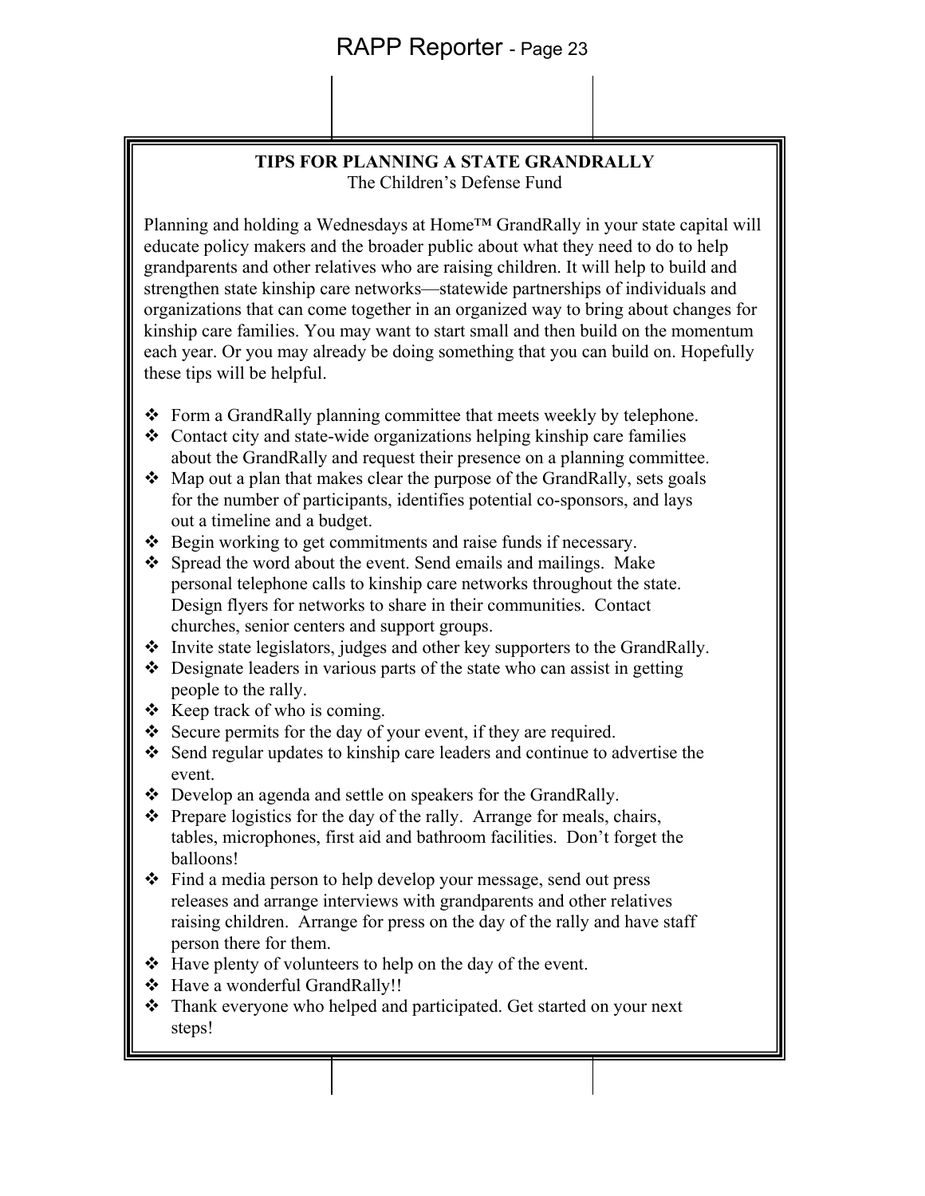## TIPS FOR PLANNING A STATE GRANDRALLY

The Children's Defense Fund

Planning and holding a Wednesdays at Home™ GrandRally in your state capital will educate policy makers and the broader public about what they need to do to help grandparents and other relatives who are raising children. It will help to build and strengthen state kinship care networks—statewide partnerships of individuals and organizations that can come together in an organized way to bring about changes for kinship care families. You may want to start small and then build on the momentum each year. Or you may already be doing something that you can build on. Hopefully these tips will be helpful.

- Form a GrandRally planning committee that meets weekly by telephone.
- Contact city and state-wide organizations helping kinship care families about the GrandRally and request their presence on a planning committee.
- Map out a plan that makes clear the purpose of the GrandRally, sets goals for the number of participants, identifies potential co-sponsors, and lays out a timeline and a budget.
- Begin working to get commitments and raise funds if necessary.
- Spread the word about the event. Send emails and mailings. Make personal telephone calls to kinship care networks throughout the state. Design flyers for networks to share in their communities. Contact churches, senior centers and support groups.
- Invite state legislators, judges and other key supporters to the GrandRally.
- Designate leaders in various parts of the state who can assist in getting people to the rally.
- Keep track of who is coming.
- Secure permits for the day of your event, if they are required.
- Send regular updates to kinship care leaders and continue to advertise the event.
- Develop an agenda and settle on speakers for the GrandRally.
- Prepare logistics for the day of the rally. Arrange for meals, chairs, tables, microphones, first aid and bathroom facilities. Don't forget the balloons!
- Find a media person to help develop your message, send out press releases and arrange interviews with grandparents and other relatives raising children. Arrange for press on the day of the rally and have staff person there for them.
- Have plenty of volunteers to help on the day of the event.
- Have a wonderful GrandRally!!
- Thank everyone who helped and participated. Get started on your next steps!